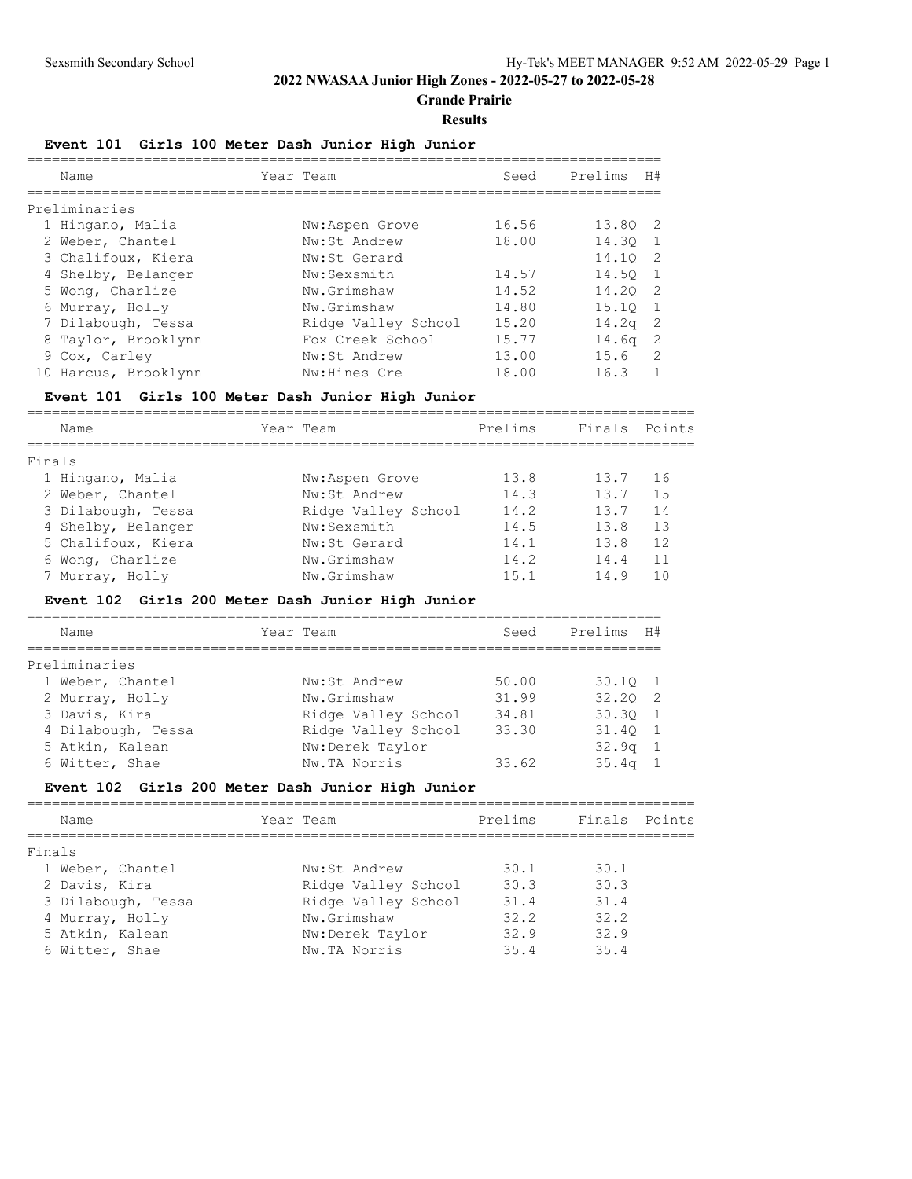## 2022 NWASAA Junior High Zones - 2022-05-27 to 2022-05-28

### Grande Prairie

### Results

#### Event 101 Girls 100 Meter Dash Junior High Junior

Preliminaries

| | Name | Year | Team | Seed | Prelims | H# |
|---|---|---|---|---|---|---|
| 1 | Hingano, Malia | | Nw:Aspen Grove | 16.56 | 13.8Q | 2 |
| 2 | Weber, Chantel | | Nw:St Andrew | 18.00 | 14.3Q | 1 |
| 3 | Chalifoux, Kiera | | Nw:St Gerard | | 14.1Q | 2 |
| 4 | Shelby, Belanger | | Nw:Sexsmith | 14.57 | 14.5Q | 1 |
| 5 | Wong, Charlize | | Nw.Grimshaw | 14.52 | 14.2Q | 2 |
| 6 | Murray, Holly | | Nw.Grimshaw | 14.80 | 15.1Q | 1 |
| 7 | Dilabough, Tessa | | Ridge Valley School | 15.20 | 14.2q | 2 |
| 8 | Taylor, Brooklynn | | Fox Creek School | 15.77 | 14.6q | 2 |
| 9 | Cox, Carley | | Nw:St Andrew | 13.00 | 15.6 | 2 |
| 10 | Harcus, Brooklynn | | Nw:Hines Cre | 18.00 | 16.3 | 1 |

#### Event 101 Girls 100 Meter Dash Junior High Junior

Finals

| | Name | Year | Team | Prelims | Finals | Points |
|---|---|---|---|---|---|---|
| 1 | Hingano, Malia | | Nw:Aspen Grove | 13.8 | 13.7 | 16 |
| 2 | Weber, Chantel | | Nw:St Andrew | 14.3 | 13.7 | 15 |
| 3 | Dilabough, Tessa | | Ridge Valley School | 14.2 | 13.7 | 14 |
| 4 | Shelby, Belanger | | Nw:Sexsmith | 14.5 | 13.8 | 13 |
| 5 | Chalifoux, Kiera | | Nw:St Gerard | 14.1 | 13.8 | 12 |
| 6 | Wong, Charlize | | Nw.Grimshaw | 14.2 | 14.4 | 11 |
| 7 | Murray, Holly | | Nw.Grimshaw | 15.1 | 14.9 | 10 |

#### Event 102 Girls 200 Meter Dash Junior High Junior

Preliminaries

| | Name | Year | Team | Seed | Prelims | H# |
|---|---|---|---|---|---|---|
| 1 | Weber, Chantel | | Nw:St Andrew | 50.00 | 30.1Q | 1 |
| 2 | Murray, Holly | | Nw.Grimshaw | 31.99 | 32.2Q | 2 |
| 3 | Davis, Kira | | Ridge Valley School | 34.81 | 30.3Q | 1 |
| 4 | Dilabough, Tessa | | Ridge Valley School | 33.30 | 31.4Q | 1 |
| 5 | Atkin, Kalean | | Nw:Derek Taylor | | 32.9q | 1 |
| 6 | Witter, Shae | | Nw.TA Norris | 33.62 | 35.4q | 1 |

#### Event 102 Girls 200 Meter Dash Junior High Junior

Finals

| | Name | Year | Team | Prelims | Finals | Points |
|---|---|---|---|---|---|---|
| 1 | Weber, Chantel | | Nw:St Andrew | 30.1 | 30.1 | |
| 2 | Davis, Kira | | Ridge Valley School | 30.3 | 30.3 | |
| 3 | Dilabough, Tessa | | Ridge Valley School | 31.4 | 31.4 | |
| 4 | Murray, Holly | | Nw.Grimshaw | 32.2 | 32.2 | |
| 5 | Atkin, Kalean | | Nw:Derek Taylor | 32.9 | 32.9 | |
| 6 | Witter, Shae | | Nw.TA Norris | 35.4 | 35.4 | |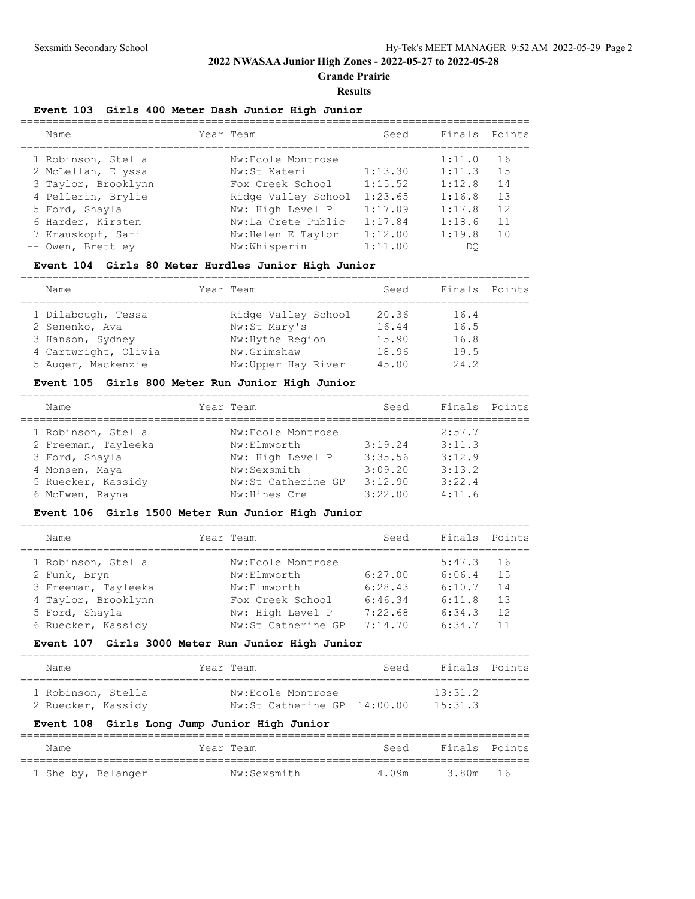## 2022 NWASAA Junior High Zones - 2022-05-27 to 2022-05-28

**Grande Prairie**

**Results**

### Event 103 Girls 400 Meter Dash Junior High Junior

| Name | Year | Team | Seed | Finals | Points |
|---|---|---|---|---|---|
| 1 Robinson, Stella | | Nw:Ecole Montrose | | 1:11.0 | 16 |
| 2 McLellan, Elyssa | | Nw:St Kateri | 1:13.30 | 1:11.3 | 15 |
| 3 Taylor, Brooklynn | | Fox Creek School | 1:15.52 | 1:12.8 | 14 |
| 4 Pellerin, Brylie | | Ridge Valley School | 1:23.65 | 1:16.8 | 13 |
| 5 Ford, Shayla | | Nw: High Level P | 1:17.09 | 1:17.8 | 12 |
| 6 Harder, Kirsten | | Nw:La Crete Public | 1:17.84 | 1:18.6 | 11 |
| 7 Krauskopf, Sari | | Nw:Helen E Taylor | 1:12.00 | 1:19.8 | 10 |
| -- Owen, Brettley | | Nw:Whisperin | 1:11.00 | DQ | |

### Event 104 Girls 80 Meter Hurdles Junior High Junior

| Name | Year | Team | Seed | Finals | Points |
|---|---|---|---|---|---|
| 1 Dilabough, Tessa | | Ridge Valley School | 20.36 | 16.4 | |
| 2 Senenko, Ava | | Nw:St Mary's | 16.44 | 16.5 | |
| 3 Hanson, Sydney | | Nw:Hythe Region | 15.90 | 16.8 | |
| 4 Cartwright, Olivia | | Nw.Grimshaw | 18.96 | 19.5 | |
| 5 Auger, Mackenzie | | Nw:Upper Hay River | 45.00 | 24.2 | |

### Event 105 Girls 800 Meter Run Junior High Junior

| Name | Year | Team | Seed | Finals | Points |
|---|---|---|---|---|---|
| 1 Robinson, Stella | | Nw:Ecole Montrose | | 2:57.7 | |
| 2 Freeman, Tayleeka | | Nw:Elmworth | 3:19.24 | 3:11.3 | |
| 3 Ford, Shayla | | Nw: High Level P | 3:35.56 | 3:12.9 | |
| 4 Monsen, Maya | | Nw:Sexsmith | 3:09.20 | 3:13.2 | |
| 5 Ruecker, Kassidy | | Nw:St Catherine GP | 3:12.90 | 3:22.4 | |
| 6 McEwen, Rayna | | Nw:Hines Cre | 3:22.00 | 4:11.6 | |

### Event 106 Girls 1500 Meter Run Junior High Junior

| Name | Year | Team | Seed | Finals | Points |
|---|---|---|---|---|---|
| 1 Robinson, Stella | | Nw:Ecole Montrose | | 5:47.3 | 16 |
| 2 Funk, Bryn | | Nw:Elmworth | 6:27.00 | 6:06.4 | 15 |
| 3 Freeman, Tayleeka | | Nw:Elmworth | 6:28.43 | 6:10.7 | 14 |
| 4 Taylor, Brooklynn | | Fox Creek School | 6:46.34 | 6:11.8 | 13 |
| 5 Ford, Shayla | | Nw: High Level P | 7:22.68 | 6:34.3 | 12 |
| 6 Ruecker, Kassidy | | Nw:St Catherine GP | 7:14.70 | 6:34.7 | 11 |

### Event 107 Girls 3000 Meter Run Junior High Junior

| Name | Year | Team | Seed | Finals | Points |
|---|---|---|---|---|---|
| 1 Robinson, Stella | | Nw:Ecole Montrose | | 13:31.2 | |
| 2 Ruecker, Kassidy | | Nw:St Catherine GP | 14:00.00 | 15:31.3 | |

### Event 108 Girls Long Jump Junior High Junior

| Name | Year | Team | Seed | Finals | Points |
|---|---|---|---|---|---|
| 1 Shelby, Belanger | | Nw:Sexsmith | 4.09m | 3.80m | 16 |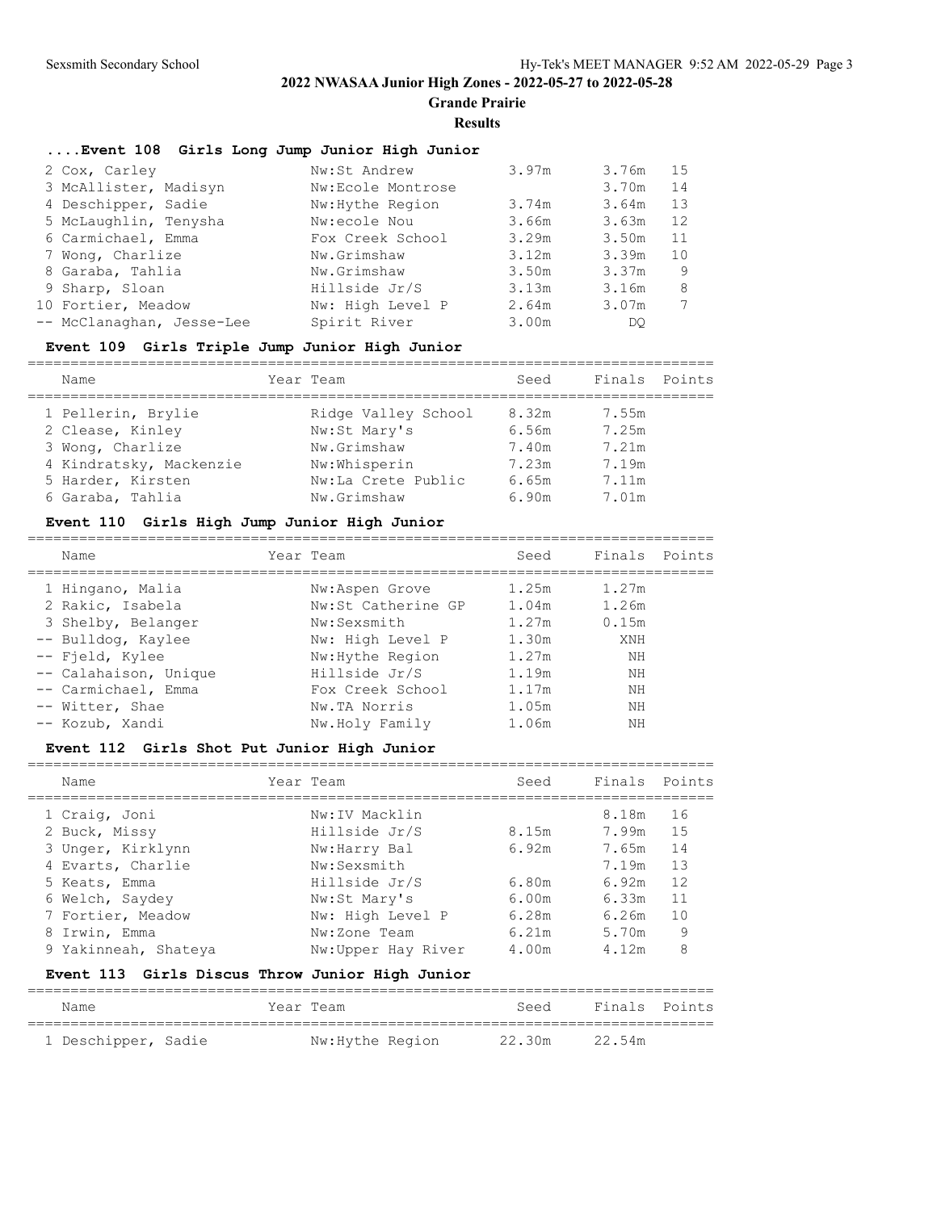## 2022 NWASAA Junior High Zones - 2022-05-27 to 2022-05-28

**Grande Prairie**

**Results**

### ....Event 108 Girls Long Jump Junior High Junior

| Name | Year | Team | Seed | Finals | Points |
|---|---|---|---|---|---|
| 2 Cox, Carley | | Nw:St Andrew | 3.97m | 3.76m | 15 |
| 3 McAllister, Madisyn | | Nw:Ecole Montrose | | 3.70m | 14 |
| 4 Deschipper, Sadie | | Nw:Hythe Region | 3.74m | 3.64m | 13 |
| 5 McLaughlin, Tenysha | | Nw:ecole Nou | 3.66m | 3.63m | 12 |
| 6 Carmichael, Emma | | Fox Creek School | 3.29m | 3.50m | 11 |
| 7 Wong, Charlize | | Nw.Grimshaw | 3.12m | 3.39m | 10 |
| 8 Garaba, Tahlia | | Nw.Grimshaw | 3.50m | 3.37m | 9 |
| 9 Sharp, Sloan | | Hillside Jr/S | 3.13m | 3.16m | 8 |
| 10 Fortier, Meadow | | Nw: High Level P | 2.64m | 3.07m | 7 |
| -- McClanaghan, Jesse-Lee | | Spirit River | 3.00m | DQ | |

### Event 109 Girls Triple Jump Junior High Junior

| Name | Year | Team | Seed | Finals | Points |
|---|---|---|---|---|---|
| 1 Pellerin, Brylie | | Ridge Valley School | 8.32m | 7.55m | |
| 2 Clease, Kinley | | Nw:St Mary's | 6.56m | 7.25m | |
| 3 Wong, Charlize | | Nw.Grimshaw | 7.40m | 7.21m | |
| 4 Kindratsky, Mackenzie | | Nw:Whisperin | 7.23m | 7.19m | |
| 5 Harder, Kirsten | | Nw:La Crete Public | 6.65m | 7.11m | |
| 6 Garaba, Tahlia | | Nw.Grimshaw | 6.90m | 7.01m | |

### Event 110 Girls High Jump Junior High Junior

| Name | Year | Team | Seed | Finals | Points |
|---|---|---|---|---|---|
| 1 Hingano, Malia | | Nw:Aspen Grove | 1.25m | 1.27m | |
| 2 Rakic, Isabela | | Nw:St Catherine GP | 1.04m | 1.26m | |
| 3 Shelby, Belanger | | Nw:Sexsmith | 1.27m | 0.15m | |
| -- Bulldog, Kaylee | | Nw: High Level P | 1.30m | XNH | |
| -- Fjeld, Kylee | | Nw:Hythe Region | 1.27m | NH | |
| -- Calahaison, Unique | | Hillside Jr/S | 1.19m | NH | |
| -- Carmichael, Emma | | Fox Creek School | 1.17m | NH | |
| -- Witter, Shae | | Nw.TA Norris | 1.05m | NH | |
| -- Kozub, Xandi | | Nw.Holy Family | 1.06m | NH | |

### Event 112 Girls Shot Put Junior High Junior

| Name | Year | Team | Seed | Finals | Points |
|---|---|---|---|---|---|
| 1 Craig, Joni | | Nw:IV Macklin | | 8.18m | 16 |
| 2 Buck, Missy | | Hillside Jr/S | 8.15m | 7.99m | 15 |
| 3 Unger, Kirklynn | | Nw:Harry Bal | 6.92m | 7.65m | 14 |
| 4 Evarts, Charlie | | Nw:Sexsmith | | 7.19m | 13 |
| 5 Keats, Emma | | Hillside Jr/S | 6.80m | 6.92m | 12 |
| 6 Welch, Saydey | | Nw:St Mary's | 6.00m | 6.33m | 11 |
| 7 Fortier, Meadow | | Nw: High Level P | 6.28m | 6.26m | 10 |
| 8 Irwin, Emma | | Nw:Zone Team | 6.21m | 5.70m | 9 |
| 9 Yakinneah, Shateya | | Nw:Upper Hay River | 4.00m | 4.12m | 8 |

### Event 113 Girls Discus Throw Junior High Junior

| Name | Year | Team | Seed | Finals | Points |
|---|---|---|---|---|---|
| 1 Deschipper, Sadie | | Nw:Hythe Region | 22.30m | 22.54m | |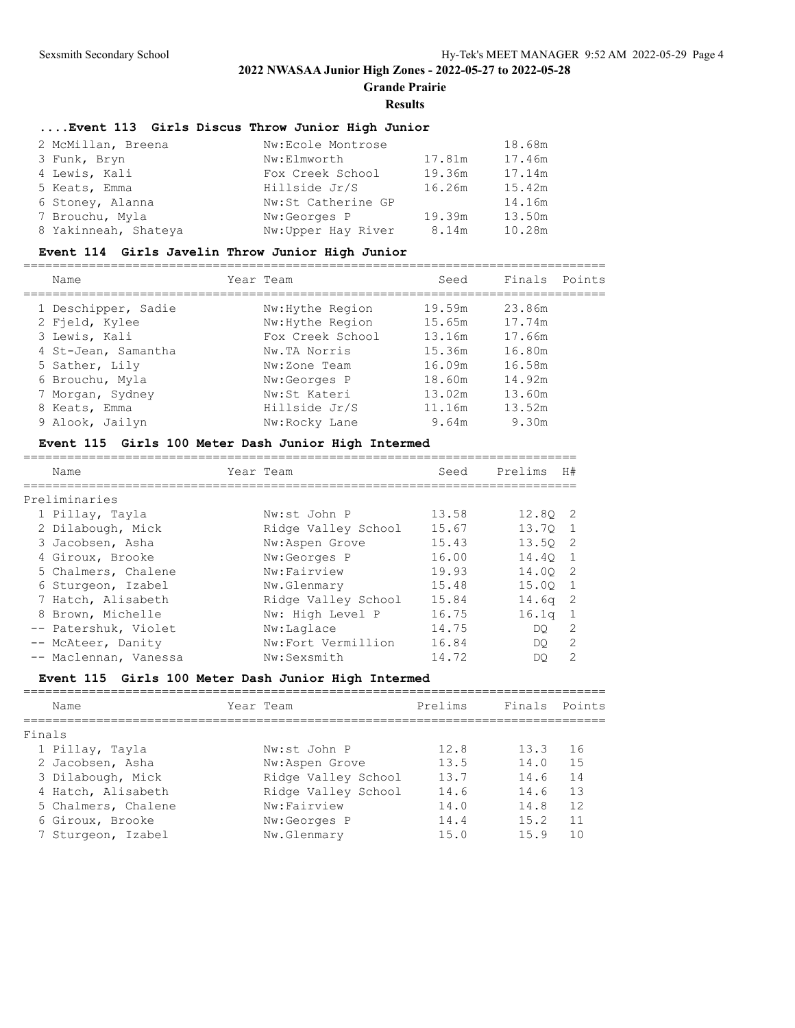## 2022 NWASAA Junior High Zones - 2022-05-27 to 2022-05-28

**Grande Prairie**

**Results**

### ....Event 113 Girls Discus Throw Junior High Junior

| | Name | Year | Team | Seed | Finals | Points |
|---|---|---|---|---|---|---|
| 2 | McMillan, Breena | | Nw:Ecole Montrose | | 18.68m | |
| 3 | Funk, Bryn | | Nw:Elmworth | 17.81m | 17.46m | |
| 4 | Lewis, Kali | | Fox Creek School | 19.36m | 17.14m | |
| 5 | Keats, Emma | | Hillside Jr/S | 16.26m | 15.42m | |
| 6 | Stoney, Alanna | | Nw:St Catherine GP | | 14.16m | |
| 7 | Brouchu, Myla | | Nw:Georges P | 19.39m | 13.50m | |
| 8 | Yakinneah, Shateya | | Nw:Upper Hay River | 8.14m | 10.28m | |

### Event 114 Girls Javelin Throw Junior High Junior

| | Name | Year | Team | Seed | Finals | Points |
|---|---|---|---|---|---|---|
| 1 | Deschipper, Sadie | | Nw:Hythe Region | 19.59m | 23.86m | |
| 2 | Fjeld, Kylee | | Nw:Hythe Region | 15.65m | 17.74m | |
| 3 | Lewis, Kali | | Fox Creek School | 13.16m | 17.66m | |
| 4 | St-Jean, Samantha | | Nw.TA Norris | 15.36m | 16.80m | |
| 5 | Sather, Lily | | Nw:Zone Team | 16.09m | 16.58m | |
| 6 | Brouchu, Myla | | Nw:Georges P | 18.60m | 14.92m | |
| 7 | Morgan, Sydney | | Nw:St Kateri | 13.02m | 13.60m | |
| 8 | Keats, Emma | | Hillside Jr/S | 11.16m | 13.52m | |
| 9 | Alook, Jailyn | | Nw:Rocky Lane | 9.64m | 9.30m | |

### Event 115 Girls 100 Meter Dash Junior High Intermed

Preliminaries

| | Name | Year | Team | Seed | Prelims | H# |
|---|---|---|---|---|---|---|
| 1 | Pillay, Tayla | | Nw:st John P | 13.58 | 12.8Q | 2 |
| 2 | Dilabough, Mick | | Ridge Valley School | 15.67 | 13.7Q | 1 |
| 3 | Jacobsen, Asha | | Nw:Aspen Grove | 15.43 | 13.5Q | 2 |
| 4 | Giroux, Brooke | | Nw:Georges P | 16.00 | 14.4Q | 1 |
| 5 | Chalmers, Chalene | | Nw:Fairview | 19.93 | 14.0Q | 2 |
| 6 | Sturgeon, Izabel | | Nw.Glenmary | 15.48 | 15.0Q | 1 |
| 7 | Hatch, Alisabeth | | Ridge Valley School | 15.84 | 14.6q | 2 |
| 8 | Brown, Michelle | | Nw: High Level P | 16.75 | 16.1q | 1 |
| -- | Patershuk, Violet | | Nw:Laglace | 14.75 | DQ | 2 |
| -- | McAteer, Danity | | Nw:Fort Vermillion | 16.84 | DQ | 2 |
| -- | Maclennan, Vanessa | | Nw:Sexsmith | 14.72 | DQ | 2 |

### Event 115 Girls 100 Meter Dash Junior High Intermed

Finals

| | Name | Year | Team | Prelims | Finals | Points |
|---|---|---|---|---|---|---|
| 1 | Pillay, Tayla | | Nw:st John P | 12.8 | 13.3 | 16 |
| 2 | Jacobsen, Asha | | Nw:Aspen Grove | 13.5 | 14.0 | 15 |
| 3 | Dilabough, Mick | | Ridge Valley School | 13.7 | 14.6 | 14 |
| 4 | Hatch, Alisabeth | | Ridge Valley School | 14.6 | 14.6 | 13 |
| 5 | Chalmers, Chalene | | Nw:Fairview | 14.0 | 14.8 | 12 |
| 6 | Giroux, Brooke | | Nw:Georges P | 14.4 | 15.2 | 11 |
| 7 | Sturgeon, Izabel | | Nw.Glenmary | 15.0 | 15.9 | 10 |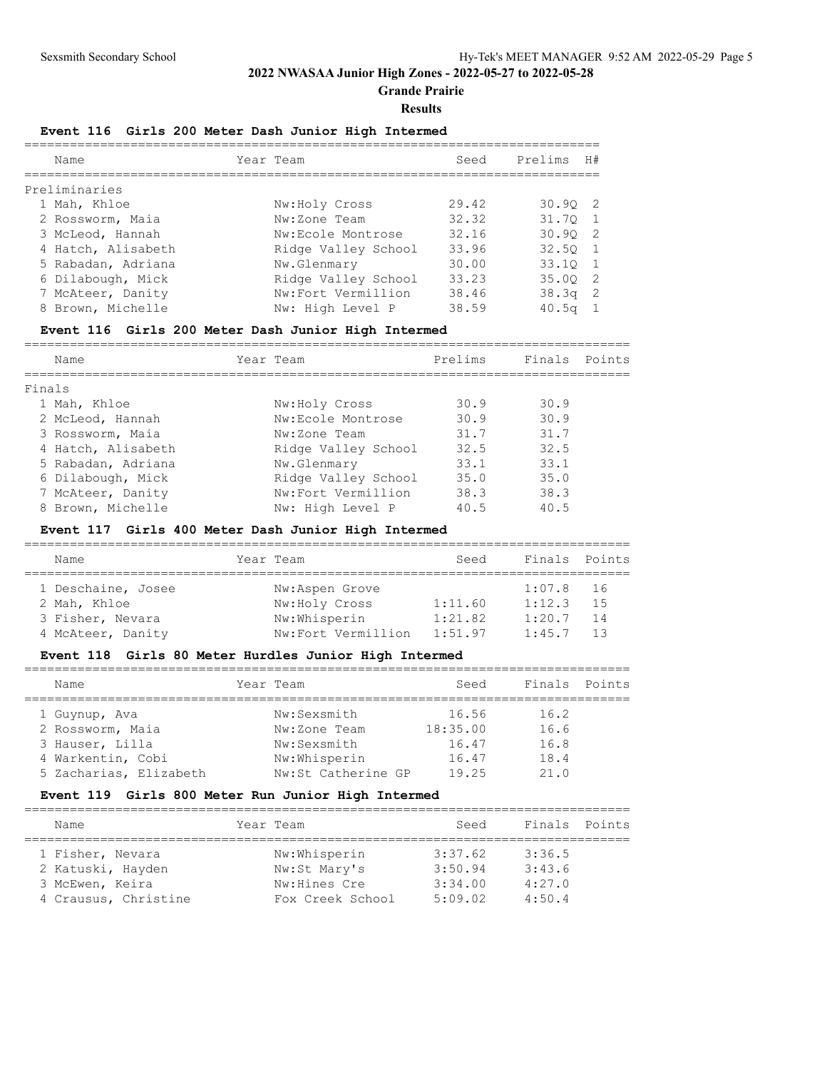## 2022 NWASAA Junior High Zones - 2022-05-27 to 2022-05-28

**Grande Prairie**

**Results**

### Event 116 Girls 200 Meter Dash Junior High Intermed

| | Name | Year | Team | Seed | Prelims | H# |
|---|---|---|---|---|---|---|
| **Preliminaries** | | | | | | |
| 1 | Mah, Khloe | | Nw:Holy Cross | 29.42 | 30.9Q | 2 |
| 2 | Rossworm, Maia | | Nw:Zone Team | 32.32 | 31.7Q | 1 |
| 3 | McLeod, Hannah | | Nw:Ecole Montrose | 32.16 | 30.9Q | 2 |
| 4 | Hatch, Alisabeth | | Ridge Valley School | 33.96 | 32.5Q | 1 |
| 5 | Rabadan, Adriana | | Nw.Glenmary | 30.00 | 33.1Q | 1 |
| 6 | Dilabough, Mick | | Ridge Valley School | 33.23 | 35.0Q | 2 |
| 7 | McAteer, Danity | | Nw:Fort Vermillion | 38.46 | 38.3q | 2 |
| 8 | Brown, Michelle | | Nw: High Level P | 38.59 | 40.5q | 1 |

### Event 116 Girls 200 Meter Dash Junior High Intermed

| | Name | Year | Team | Prelims | Finals | Points |
|---|---|---|---|---|---|---|
| **Finals** | | | | | | |
| 1 | Mah, Khloe | | Nw:Holy Cross | 30.9 | 30.9 | |
| 2 | McLeod, Hannah | | Nw:Ecole Montrose | 30.9 | 30.9 | |
| 3 | Rossworm, Maia | | Nw:Zone Team | 31.7 | 31.7 | |
| 4 | Hatch, Alisabeth | | Ridge Valley School | 32.5 | 32.5 | |
| 5 | Rabadan, Adriana | | Nw.Glenmary | 33.1 | 33.1 | |
| 6 | Dilabough, Mick | | Ridge Valley School | 35.0 | 35.0 | |
| 7 | McAteer, Danity | | Nw:Fort Vermillion | 38.3 | 38.3 | |
| 8 | Brown, Michelle | | Nw: High Level P | 40.5 | 40.5 | |

### Event 117 Girls 400 Meter Dash Junior High Intermed

| | Name | Year | Team | Seed | Finals | Points |
|---|---|---|---|---|---|---|
| 1 | Deschaine, Josee | | Nw:Aspen Grove | | 1:07.8 | 16 |
| 2 | Mah, Khloe | | Nw:Holy Cross | 1:11.60 | 1:12.3 | 15 |
| 3 | Fisher, Nevara | | Nw:Whisperin | 1:21.82 | 1:20.7 | 14 |
| 4 | McAteer, Danity | | Nw:Fort Vermillion | 1:51.97 | 1:45.7 | 13 |

### Event 118 Girls 80 Meter Hurdles Junior High Intermed

| | Name | Year | Team | Seed | Finals | Points |
|---|---|---|---|---|---|---|
| 1 | Guynup, Ava | | Nw:Sexsmith | 16.56 | 16.2 | |
| 2 | Rossworm, Maia | | Nw:Zone Team | 18:35.00 | 16.6 | |
| 3 | Hauser, Lilla | | Nw:Sexsmith | 16.47 | 16.8 | |
| 4 | Warkentin, Cobi | | Nw:Whisperin | 16.47 | 18.4 | |
| 5 | Zacharias, Elizabeth | | Nw:St Catherine GP | 19.25 | 21.0 | |

### Event 119 Girls 800 Meter Run Junior High Intermed

| | Name | Year | Team | Seed | Finals | Points |
|---|---|---|---|---|---|---|
| 1 | Fisher, Nevara | | Nw:Whisperin | 3:37.62 | 3:36.5 | |
| 2 | Katuski, Hayden | | Nw:St Mary's | 3:50.94 | 3:43.6 | |
| 3 | McEwen, Keira | | Nw:Hines Cre | 3:34.00 | 4:27.0 | |
| 4 | Crausus, Christine | | Fox Creek School | 5:09.02 | 4:50.4 | |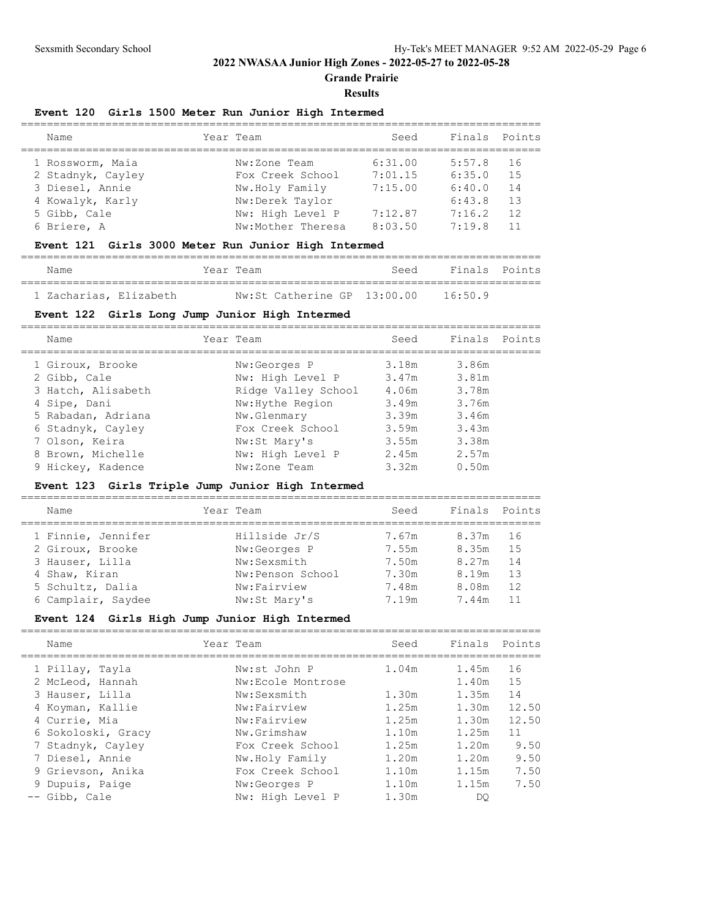# 2022 NWASAA Junior High Zones - 2022-05-27 to 2022-05-28

## Grande Prairie

### Results

#### Event 120 Girls 1500 Meter Run Junior High Intermed

| | Name | Year | Team | Seed | Finals | Points |
|---|---|---|---|---|---|---|
| 1 | Rossworm, Maia | | Nw:Zone Team | 6:31.00 | 5:57.8 | 16 |
| 2 | Stadnyk, Cayley | | Fox Creek School | 7:01.15 | 6:35.0 | 15 |
| 3 | Diesel, Annie | | Nw.Holy Family | 7:15.00 | 6:40.0 | 14 |
| 4 | Kowalyk, Karly | | Nw:Derek Taylor | | 6:43.8 | 13 |
| 5 | Gibb, Cale | | Nw: High Level P | 7:12.87 | 7:16.2 | 12 |
| 6 | Briere, A | | Nw:Mother Theresa | 8:03.50 | 7:19.8 | 11 |

#### Event 121 Girls 3000 Meter Run Junior High Intermed

| | Name | Year | Team | Seed | Finals | Points |
|---|---|---|---|---|---|---|
| 1 | Zacharias, Elizabeth | | Nw:St Catherine GP | 13:00.00 | 16:50.9 | |

#### Event 122 Girls Long Jump Junior High Intermed

| | Name | Year | Team | Seed | Finals | Points |
|---|---|---|---|---|---|---|
| 1 | Giroux, Brooke | | Nw:Georges P | 3.18m | 3.86m | |
| 2 | Gibb, Cale | | Nw: High Level P | 3.47m | 3.81m | |
| 3 | Hatch, Alisabeth | | Ridge Valley School | 4.06m | 3.78m | |
| 4 | Sipe, Dani | | Nw:Hythe Region | 3.49m | 3.76m | |
| 5 | Rabadan, Adriana | | Nw.Glenmary | 3.39m | 3.46m | |
| 6 | Stadnyk, Cayley | | Fox Creek School | 3.59m | 3.43m | |
| 7 | Olson, Keira | | Nw:St Mary's | 3.55m | 3.38m | |
| 8 | Brown, Michelle | | Nw: High Level P | 2.45m | 2.57m | |
| 9 | Hickey, Kadence | | Nw:Zone Team | 3.32m | 0.50m | |

#### Event 123 Girls Triple Jump Junior High Intermed

| | Name | Year | Team | Seed | Finals | Points |
|---|---|---|---|---|---|---|
| 1 | Finnie, Jennifer | | Hillside Jr/S | 7.67m | 8.37m | 16 |
| 2 | Giroux, Brooke | | Nw:Georges P | 7.55m | 8.35m | 15 |
| 3 | Hauser, Lilla | | Nw:Sexsmith | 7.50m | 8.27m | 14 |
| 4 | Shaw, Kiran | | Nw:Penson School | 7.30m | 8.19m | 13 |
| 5 | Schultz, Dalia | | Nw:Fairview | 7.48m | 8.08m | 12 |
| 6 | Camplair, Saydee | | Nw:St Mary's | 7.19m | 7.44m | 11 |

#### Event 124 Girls High Jump Junior High Intermed

| | Name | Year | Team | Seed | Finals | Points |
|---|---|---|---|---|---|---|
| 1 | Pillay, Tayla | | Nw:st John P | 1.04m | 1.45m | 16 |
| 2 | McLeod, Hannah | | Nw:Ecole Montrose | | 1.40m | 15 |
| 3 | Hauser, Lilla | | Nw:Sexsmith | 1.30m | 1.35m | 14 |
| 4 | Koyman, Kallie | | Nw:Fairview | 1.25m | 1.30m | 12.50 |
| 4 | Currie, Mia | | Nw:Fairview | 1.25m | 1.30m | 12.50 |
| 6 | Sokoloski, Gracy | | Nw.Grimshaw | 1.10m | 1.25m | 11 |
| 7 | Stadnyk, Cayley | | Fox Creek School | 1.25m | 1.20m | 9.50 |
| 7 | Diesel, Annie | | Nw.Holy Family | 1.20m | 1.20m | 9.50 |
| 9 | Grievson, Anika | | Fox Creek School | 1.10m | 1.15m | 7.50 |
| 9 | Dupuis, Paige | | Nw:Georges P | 1.10m | 1.15m | 7.50 |
| -- | Gibb, Cale | | Nw: High Level P | 1.30m | DQ | |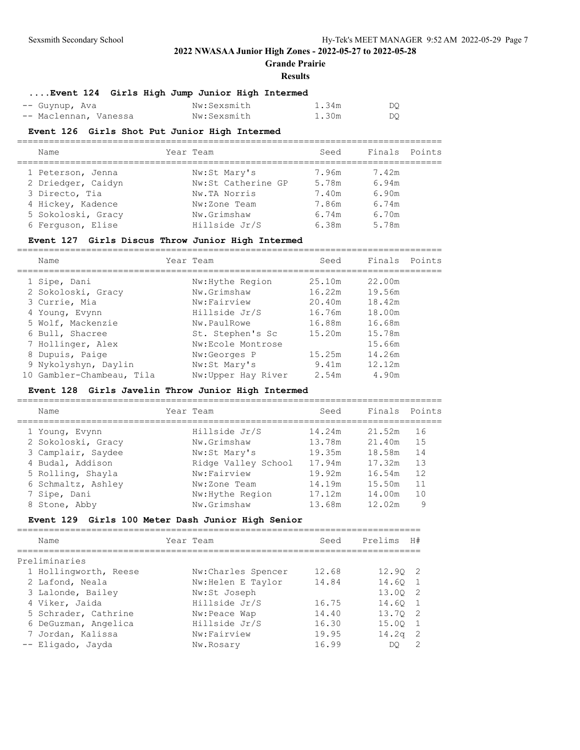## 2022 NWASAA Junior High Zones - 2022-05-27 to 2022-05-28

**Grande Prairie**

**Results**

### ....Event 124 Girls High Jump Junior High Intermed

| Place | Name | Year | Team | Seed | Finals |
|---|---|---|---|---|---|
| -- | Guynup, Ava | | Nw:Sexsmith | 1.34m | DQ |
| -- | Maclennan, Vanessa | | Nw:Sexsmith | 1.30m | DQ |

### Event 126 Girls Shot Put Junior High Intermed

| Place | Name | Year | Team | Seed | Finals | Points |
|---|---|---|---|---|---|---|
| 1 | Peterson, Jenna | | Nw:St Mary's | 7.96m | 7.42m | |
| 2 | Driedger, Caidyn | | Nw:St Catherine GP | 5.78m | 6.94m | |
| 3 | Directo, Tia | | Nw.TA Norris | 7.40m | 6.90m | |
| 4 | Hickey, Kadence | | Nw:Zone Team | 7.86m | 6.74m | |
| 5 | Sokoloski, Gracy | | Nw.Grimshaw | 6.74m | 6.70m | |
| 6 | Ferguson, Elise | | Hillside Jr/S | 6.38m | 5.78m | |

### Event 127 Girls Discus Throw Junior High Intermed

| Place | Name | Year | Team | Seed | Finals | Points |
|---|---|---|---|---|---|---|
| 1 | Sipe, Dani | | Nw:Hythe Region | 25.10m | 22.00m | |
| 2 | Sokoloski, Gracy | | Nw.Grimshaw | 16.22m | 19.56m | |
| 3 | Currie, Mia | | Nw:Fairview | 20.40m | 18.42m | |
| 4 | Young, Evynn | | Hillside Jr/S | 16.76m | 18.00m | |
| 5 | Wolf, Mackenzie | | Nw.PaulRowe | 16.88m | 16.68m | |
| 6 | Bull, Shacree | | St. Stephen's Sc | 15.20m | 15.78m | |
| 7 | Hollinger, Alex | | Nw:Ecole Montrose | | 15.66m | |
| 8 | Dupuis, Paige | | Nw:Georges P | 15.25m | 14.26m | |
| 9 | Nykolyshyn, Daylin | | Nw:St Mary's | 9.41m | 12.12m | |
| 10 | Gambler-Chambeau, Tila | | Nw:Upper Hay River | 2.54m | 4.90m | |

### Event 128 Girls Javelin Throw Junior High Intermed

| Place | Name | Year | Team | Seed | Finals | Points |
|---|---|---|---|---|---|---|
| 1 | Young, Evynn | | Hillside Jr/S | 14.24m | 21.52m | 16 |
| 2 | Sokoloski, Gracy | | Nw.Grimshaw | 13.78m | 21.40m | 15 |
| 3 | Camplair, Saydee | | Nw:St Mary's | 19.35m | 18.58m | 14 |
| 4 | Budal, Addison | | Ridge Valley School | 17.94m | 17.32m | 13 |
| 5 | Rolling, Shayla | | Nw:Fairview | 19.92m | 16.54m | 12 |
| 6 | Schmaltz, Ashley | | Nw:Zone Team | 14.19m | 15.50m | 11 |
| 7 | Sipe, Dani | | Nw:Hythe Region | 17.12m | 14.00m | 10 |
| 8 | Stone, Abby | | Nw.Grimshaw | 13.68m | 12.02m | 9 |

### Event 129 Girls 100 Meter Dash Junior High Senior

**Preliminaries**

| Place | Name | Year | Team | Seed | Prelims | H# |
|---|---|---|---|---|---|---|
| 1 | Hollingworth, Reese | | Nw:Charles Spencer | 12.68 | 12.9Q | 2 |
| 2 | Lafond, Neala | | Nw:Helen E Taylor | 14.84 | 14.6Q | 1 |
| 3 | Lalonde, Bailey | | Nw:St Joseph | | 13.0Q | 2 |
| 4 | Viker, Jaida | | Hillside Jr/S | 16.75 | 14.6Q | 1 |
| 5 | Schrader, Cathrine | | Nw:Peace Wap | 14.40 | 13.7Q | 2 |
| 6 | DeGuzman, Angelica | | Hillside Jr/S | 16.30 | 15.0Q | 1 |
| 7 | Jordan, Kalissa | | Nw:Fairview | 19.95 | 14.2q | 2 |
| -- | Eligado, Jayda | | Nw.Rosary | 16.99 | DQ | 2 |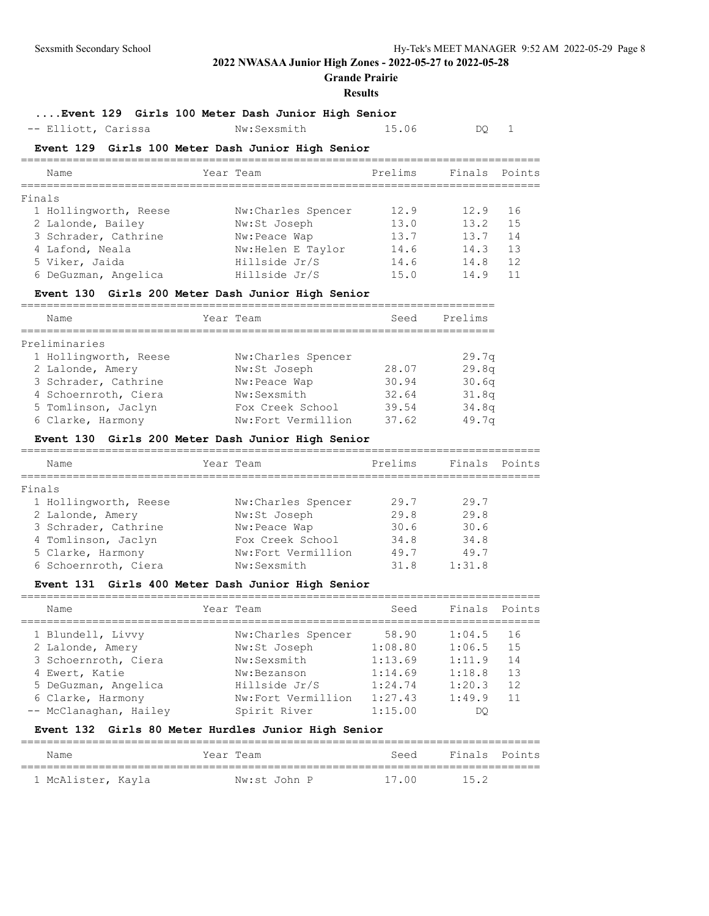# 2022 NWASAA Junior High Zones - 2022-05-27 to 2022-05-28

## Grande Prairie

### Results

**....Event 129 Girls 100 Meter Dash Junior High Senior**

| Name | Year Team | Prelims | Finals | Points |
|---|---|---|---|---|
| -- Elliott, Carissa | Nw:Sexsmith | 15.06 | DQ | 1 |

**Event 129 Girls 100 Meter Dash Junior High Senior**

| Name | Year Team | Prelims | Finals | Points |
|---|---|---|---|---|
| **Finals** | | | | |
| 1 Hollingworth, Reese | Nw:Charles Spencer | 12.9 | 12.9 | 16 |
| 2 Lalonde, Bailey | Nw:St Joseph | 13.0 | 13.2 | 15 |
| 3 Schrader, Cathrine | Nw:Peace Wap | 13.7 | 13.7 | 14 |
| 4 Lafond, Neala | Nw:Helen E Taylor | 14.6 | 14.3 | 13 |
| 5 Viker, Jaida | Hillside Jr/S | 14.6 | 14.8 | 12 |
| 6 DeGuzman, Angelica | Hillside Jr/S | 15.0 | 14.9 | 11 |

**Event 130 Girls 200 Meter Dash Junior High Senior**

| Name | Year Team | Seed | Prelims |
|---|---|---|---|
| **Preliminaries** | | | |
| 1 Hollingworth, Reese | Nw:Charles Spencer | | 29.7q |
| 2 Lalonde, Amery | Nw:St Joseph | 28.07 | 29.8q |
| 3 Schrader, Cathrine | Nw:Peace Wap | 30.94 | 30.6q |
| 4 Schoernroth, Ciera | Nw:Sexsmith | 32.64 | 31.8q |
| 5 Tomlinson, Jaclyn | Fox Creek School | 39.54 | 34.8q |
| 6 Clarke, Harmony | Nw:Fort Vermillion | 37.62 | 49.7q |

**Event 130 Girls 200 Meter Dash Junior High Senior**

| Name | Year Team | Prelims | Finals | Points |
|---|---|---|---|---|
| **Finals** | | | | |
| 1 Hollingworth, Reese | Nw:Charles Spencer | 29.7 | 29.7 | |
| 2 Lalonde, Amery | Nw:St Joseph | 29.8 | 29.8 | |
| 3 Schrader, Cathrine | Nw:Peace Wap | 30.6 | 30.6 | |
| 4 Tomlinson, Jaclyn | Fox Creek School | 34.8 | 34.8 | |
| 5 Clarke, Harmony | Nw:Fort Vermillion | 49.7 | 49.7 | |
| 6 Schoernroth, Ciera | Nw:Sexsmith | 31.8 | 1:31.8 | |

**Event 131 Girls 400 Meter Dash Junior High Senior**

| Name | Year Team | Seed | Finals | Points |
|---|---|---|---|---|
| 1 Blundell, Livvy | Nw:Charles Spencer | 58.90 | 1:04.5 | 16 |
| 2 Lalonde, Amery | Nw:St Joseph | 1:08.80 | 1:06.5 | 15 |
| 3 Schoernroth, Ciera | Nw:Sexsmith | 1:13.69 | 1:11.9 | 14 |
| 4 Ewert, Katie | Nw:Bezanson | 1:14.69 | 1:18.8 | 13 |
| 5 DeGuzman, Angelica | Hillside Jr/S | 1:24.74 | 1:20.3 | 12 |
| 6 Clarke, Harmony | Nw:Fort Vermillion | 1:27.43 | 1:49.9 | 11 |
| -- McClanaghan, Hailey | Spirit River | 1:15.00 | DQ | |

**Event 132 Girls 80 Meter Hurdles Junior High Senior**

| Name | Year Team | Seed | Finals | Points |
|---|---|---|---|---|
| 1 McAlister, Kayla | Nw:st John P | 17.00 | 15.2 | |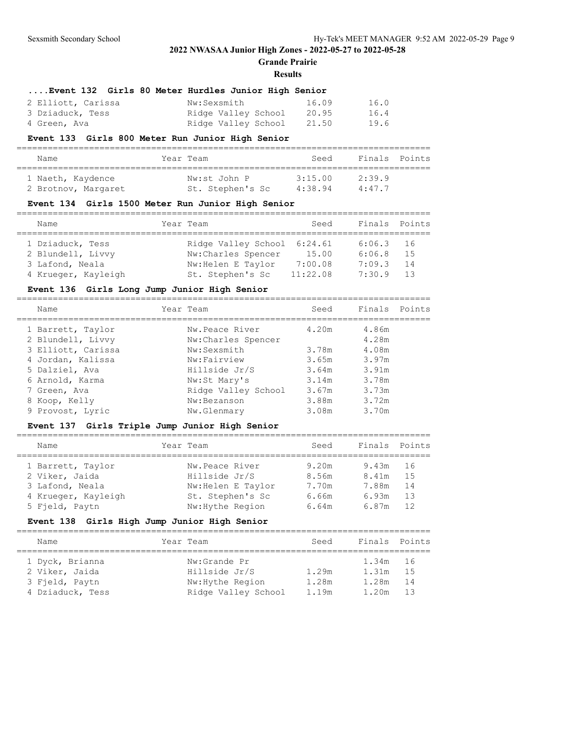# 2022 NWASAA Junior High Zones - 2022-05-27 to 2022-05-28

## Grande Prairie

### Results

#### ....Event 132 Girls 80 Meter Hurdles Junior High Senior

| Name | Year | Team | Seed | Finals | Points |
|---|---|---|---|---|---|
| 2 Elliott, Carissa | | Nw:Sexsmith | 16.09 | 16.0 | |
| 3 Dziaduck, Tess | | Ridge Valley School | 20.95 | 16.4 | |
| 4 Green, Ava | | Ridge Valley School | 21.50 | 19.6 | |

#### Event 133 Girls 800 Meter Run Junior High Senior

| Name | Year | Team | Seed | Finals | Points |
|---|---|---|---|---|---|
| 1 Naeth, Kaydence | | Nw:st John P | 3:15.00 | 2:39.9 | |
| 2 Brotnov, Margaret | | St. Stephen's Sc | 4:38.94 | 4:47.7 | |

#### Event 134 Girls 1500 Meter Run Junior High Senior

| Name | Year | Team | Seed | Finals | Points |
|---|---|---|---|---|---|
| 1 Dziaduck, Tess | | Ridge Valley School | 6:24.61 | 6:06.3 | 16 |
| 2 Blundell, Livvy | | Nw:Charles Spencer | 15.00 | 6:06.8 | 15 |
| 3 Lafond, Neala | | Nw:Helen E Taylor | 7:00.08 | 7:09.3 | 14 |
| 4 Krueger, Kayleigh | | St. Stephen's Sc | 11:22.08 | 7:30.9 | 13 |

#### Event 136 Girls Long Jump Junior High Senior

| Name | Year | Team | Seed | Finals | Points |
|---|---|---|---|---|---|
| 1 Barrett, Taylor | | Nw.Peace River | 4.20m | 4.86m | |
| 2 Blundell, Livvy | | Nw:Charles Spencer | | 4.28m | |
| 3 Elliott, Carissa | | Nw:Sexsmith | 3.78m | 4.08m | |
| 4 Jordan, Kalissa | | Nw:Fairview | 3.65m | 3.97m | |
| 5 Dalziel, Ava | | Hillside Jr/S | 3.64m | 3.91m | |
| 6 Arnold, Karma | | Nw:St Mary's | 3.14m | 3.78m | |
| 7 Green, Ava | | Ridge Valley School | 3.67m | 3.73m | |
| 8 Koop, Kelly | | Nw:Bezanson | 3.88m | 3.72m | |
| 9 Provost, Lyric | | Nw.Glenmary | 3.08m | 3.70m | |

#### Event 137 Girls Triple Jump Junior High Senior

| Name | Year | Team | Seed | Finals | Points |
|---|---|---|---|---|---|
| 1 Barrett, Taylor | | Nw.Peace River | 9.20m | 9.43m | 16 |
| 2 Viker, Jaida | | Hillside Jr/S | 8.56m | 8.41m | 15 |
| 3 Lafond, Neala | | Nw:Helen E Taylor | 7.70m | 7.88m | 14 |
| 4 Krueger, Kayleigh | | St. Stephen's Sc | 6.66m | 6.93m | 13 |
| 5 Fjeld, Paytn | | Nw:Hythe Region | 6.64m | 6.87m | 12 |

#### Event 138 Girls High Jump Junior High Senior

| Name | Year | Team | Seed | Finals | Points |
|---|---|---|---|---|---|
| 1 Dyck, Brianna | | Nw:Grande Pr | | 1.34m | 16 |
| 2 Viker, Jaida | | Hillside Jr/S | 1.29m | 1.31m | 15 |
| 3 Fjeld, Paytn | | Nw:Hythe Region | 1.28m | 1.28m | 14 |
| 4 Dziaduck, Tess | | Ridge Valley School | 1.19m | 1.20m | 13 |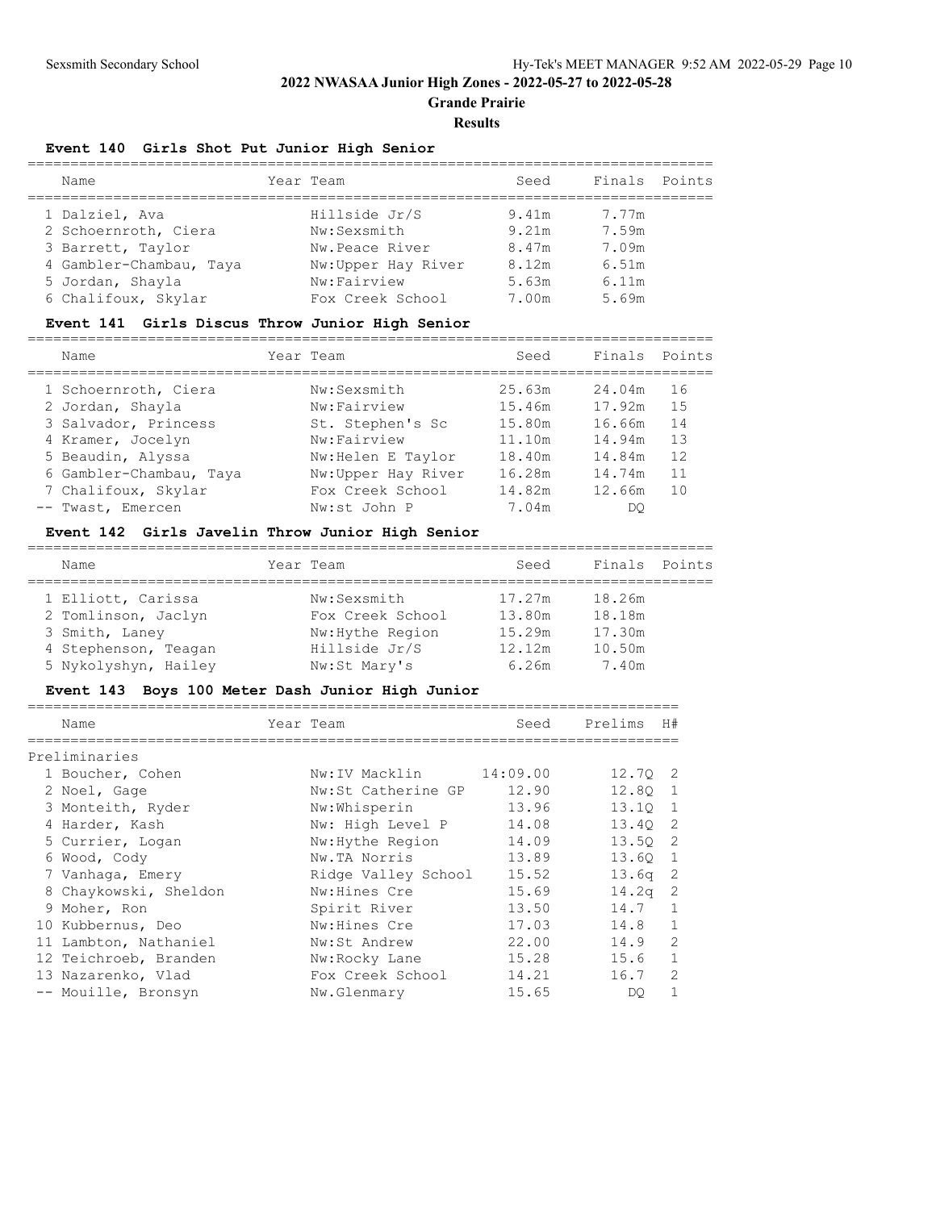# 2022 NWASAA Junior High Zones - 2022-05-27 to 2022-05-28

## Grande Prairie

## Results

### Event 140 Girls Shot Put Junior High Senior

| | Name | Year | Team | Seed | Finals | Points |
|---|---|---|---|---|---|---|
| 1 | Dalziel, Ava | | Hillside Jr/S | 9.41m | 7.77m | |
| 2 | Schoernroth, Ciera | | Nw:Sexsmith | 9.21m | 7.59m | |
| 3 | Barrett, Taylor | | Nw.Peace River | 8.47m | 7.09m | |
| 4 | Gambler-Chambau, Taya | | Nw:Upper Hay River | 8.12m | 6.51m | |
| 5 | Jordan, Shayla | | Nw:Fairview | 5.63m | 6.11m | |
| 6 | Chalifoux, Skylar | | Fox Creek School | 7.00m | 5.69m | |

### Event 141 Girls Discus Throw Junior High Senior

| | Name | Year | Team | Seed | Finals | Points |
|---|---|---|---|---|---|---|
| 1 | Schoernroth, Ciera | | Nw:Sexsmith | 25.63m | 24.04m | 16 |
| 2 | Jordan, Shayla | | Nw:Fairview | 15.46m | 17.92m | 15 |
| 3 | Salvador, Princess | | St. Stephen's Sc | 15.80m | 16.66m | 14 |
| 4 | Kramer, Jocelyn | | Nw:Fairview | 11.10m | 14.94m | 13 |
| 5 | Beaudin, Alyssa | | Nw:Helen E Taylor | 18.40m | 14.84m | 12 |
| 6 | Gambler-Chambau, Taya | | Nw:Upper Hay River | 16.28m | 14.74m | 11 |
| 7 | Chalifoux, Skylar | | Fox Creek School | 14.82m | 12.66m | 10 |
| -- | Twast, Emercen | | Nw:st John P | 7.04m | DQ | |

### Event 142 Girls Javelin Throw Junior High Senior

| | Name | Year | Team | Seed | Finals | Points |
|---|---|---|---|---|---|---|
| 1 | Elliott, Carissa | | Nw:Sexsmith | 17.27m | 18.26m | |
| 2 | Tomlinson, Jaclyn | | Fox Creek School | 13.80m | 18.18m | |
| 3 | Smith, Laney | | Nw:Hythe Region | 15.29m | 17.30m | |
| 4 | Stephenson, Teagan | | Hillside Jr/S | 12.12m | 10.50m | |
| 5 | Nykolyshyn, Hailey | | Nw:St Mary's | 6.26m | 7.40m | |

### Event 143 Boys 100 Meter Dash Junior High Junior

| | Name | Year | Team | Seed | Prelims | H# |
|---|---|---|---|---|---|---|
| **Preliminaries** | | | | | | |
| 1 | Boucher, Cohen | | Nw:IV Macklin | 14:09.00 | 12.7Q | 2 |
| 2 | Noel, Gage | | Nw:St Catherine GP | 12.90 | 12.8Q | 1 |
| 3 | Monteith, Ryder | | Nw:Whisperin | 13.96 | 13.1Q | 1 |
| 4 | Harder, Kash | | Nw: High Level P | 14.08 | 13.4Q | 2 |
| 5 | Currier, Logan | | Nw:Hythe Region | 14.09 | 13.5Q | 2 |
| 6 | Wood, Cody | | Nw.TA Norris | 13.89 | 13.6Q | 1 |
| 7 | Vanhaga, Emery | | Ridge Valley School | 15.52 | 13.6q | 2 |
| 8 | Chaykowski, Sheldon | | Nw:Hines Cre | 15.69 | 14.2q | 2 |
| 9 | Moher, Ron | | Spirit River | 13.50 | 14.7 | 1 |
| 10 | Kubbernus, Deo | | Nw:Hines Cre | 17.03 | 14.8 | 1 |
| 11 | Lambton, Nathaniel | | Nw:St Andrew | 22.00 | 14.9 | 2 |
| 12 | Teichroeb, Branden | | Nw:Rocky Lane | 15.28 | 15.6 | 1 |
| 13 | Nazarenko, Vlad | | Fox Creek School | 14.21 | 16.7 | 2 |
| -- | Mouille, Bronsyn | | Nw.Glenmary | 15.65 | DQ | 1 |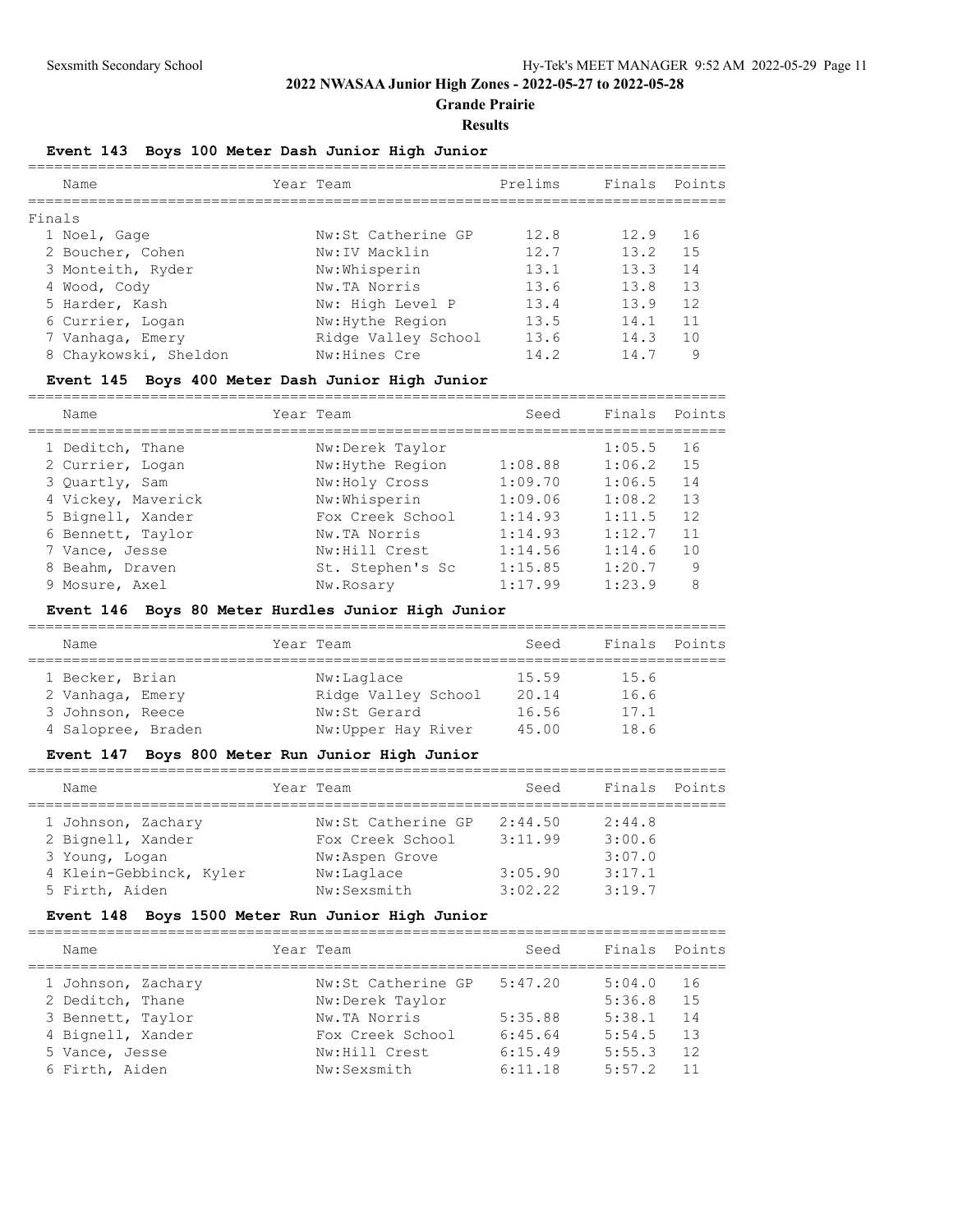# 2022 NWASAA Junior High Zones - 2022-05-27 to 2022-05-28

## Grande Prairie

### Results

### Event 143 Boys 100 Meter Dash Junior High Junior

Finals

| Name | Year | Team | Prelims | Finals | Points |
|---|---|---|---|---|---|
| 1 Noel, Gage | | Nw:St Catherine GP | 12.8 | 12.9 | 16 |
| 2 Boucher, Cohen | | Nw:IV Macklin | 12.7 | 13.2 | 15 |
| 3 Monteith, Ryder | | Nw:Whisperin | 13.1 | 13.3 | 14 |
| 4 Wood, Cody | | Nw.TA Norris | 13.6 | 13.8 | 13 |
| 5 Harder, Kash | | Nw: High Level P | 13.4 | 13.9 | 12 |
| 6 Currier, Logan | | Nw:Hythe Region | 13.5 | 14.1 | 11 |
| 7 Vanhaga, Emery | | Ridge Valley School | 13.6 | 14.3 | 10 |
| 8 Chaykowski, Sheldon | | Nw:Hines Cre | 14.2 | 14.7 | 9 |

### Event 145 Boys 400 Meter Dash Junior High Junior

| Name | Year | Team | Seed | Finals | Points |
|---|---|---|---|---|---|
| 1 Deditch, Thane | | Nw:Derek Taylor | | 1:05.5 | 16 |
| 2 Currier, Logan | | Nw:Hythe Region | 1:08.88 | 1:06.2 | 15 |
| 3 Quartly, Sam | | Nw:Holy Cross | 1:09.70 | 1:06.5 | 14 |
| 4 Vickey, Maverick | | Nw:Whisperin | 1:09.06 | 1:08.2 | 13 |
| 5 Bignell, Xander | | Fox Creek School | 1:14.93 | 1:11.5 | 12 |
| 6 Bennett, Taylor | | Nw.TA Norris | 1:14.93 | 1:12.7 | 11 |
| 7 Vance, Jesse | | Nw:Hill Crest | 1:14.56 | 1:14.6 | 10 |
| 8 Beahm, Draven | | St. Stephen's Sc | 1:15.85 | 1:20.7 | 9 |
| 9 Mosure, Axel | | Nw.Rosary | 1:17.99 | 1:23.9 | 8 |

### Event 146 Boys 80 Meter Hurdles Junior High Junior

| Name | Year | Team | Seed | Finals | Points |
|---|---|---|---|---|---|
| 1 Becker, Brian | | Nw:Laglace | 15.59 | 15.6 | |
| 2 Vanhaga, Emery | | Ridge Valley School | 20.14 | 16.6 | |
| 3 Johnson, Reece | | Nw:St Gerard | 16.56 | 17.1 | |
| 4 Salopree, Braden | | Nw:Upper Hay River | 45.00 | 18.6 | |

### Event 147 Boys 800 Meter Run Junior High Junior

| Name | Year | Team | Seed | Finals | Points |
|---|---|---|---|---|---|
| 1 Johnson, Zachary | | Nw:St Catherine GP | 2:44.50 | 2:44.8 | |
| 2 Bignell, Xander | | Fox Creek School | 3:11.99 | 3:00.6 | |
| 3 Young, Logan | | Nw:Aspen Grove | | 3:07.0 | |
| 4 Klein-Gebbinck, Kyler | | Nw:Laglace | 3:05.90 | 3:17.1 | |
| 5 Firth, Aiden | | Nw:Sexsmith | 3:02.22 | 3:19.7 | |

### Event 148 Boys 1500 Meter Run Junior High Junior

| Name | Year | Team | Seed | Finals | Points |
|---|---|---|---|---|---|
| 1 Johnson, Zachary | | Nw:St Catherine GP | 5:47.20 | 5:04.0 | 16 |
| 2 Deditch, Thane | | Nw:Derek Taylor | | 5:36.8 | 15 |
| 3 Bennett, Taylor | | Nw.TA Norris | 5:35.88 | 5:38.1 | 14 |
| 4 Bignell, Xander | | Fox Creek School | 6:45.64 | 5:54.5 | 13 |
| 5 Vance, Jesse | | Nw:Hill Crest | 6:15.49 | 5:55.3 | 12 |
| 6 Firth, Aiden | | Nw:Sexsmith | 6:11.18 | 5:57.2 | 11 |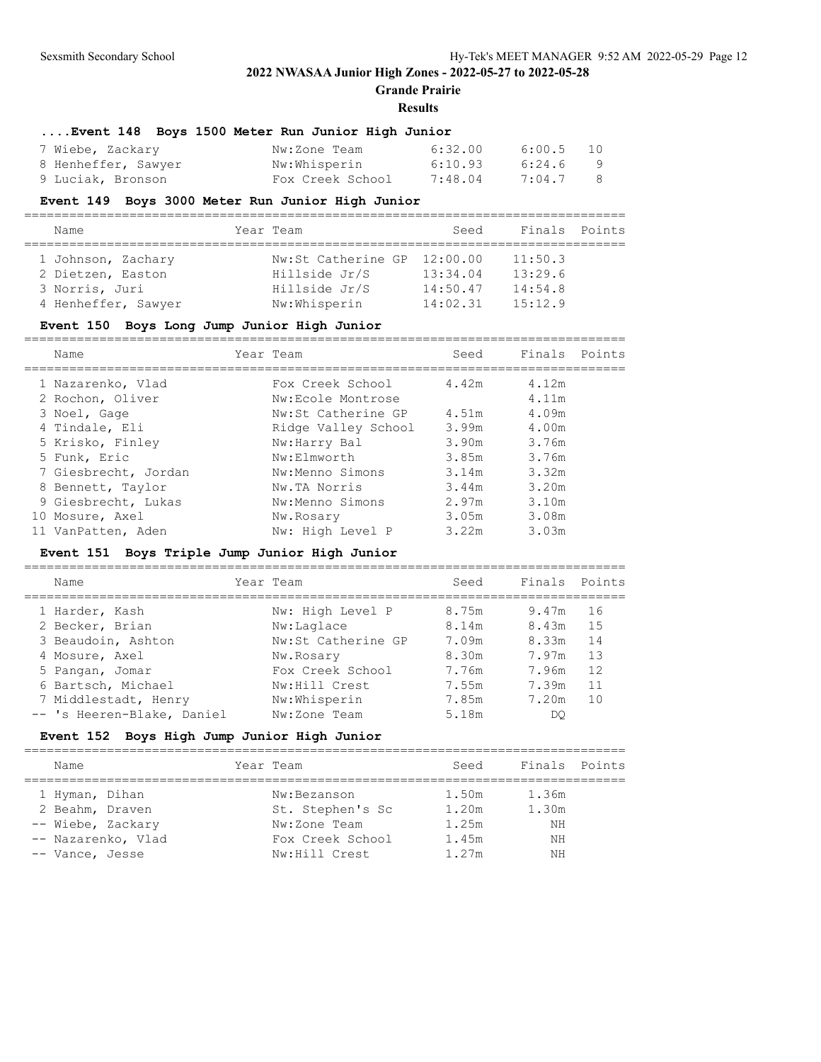## 2022 NWASAA Junior High Zones - 2022-05-27 to 2022-05-28

**Grande Prairie**

**Results**

### ....Event 148 Boys 1500 Meter Run Junior High Junior

| Name | Year Team | Seed | Finals | Points |
|---|---|---|---|---|
| 7 Wiebe, Zackary | Nw:Zone Team | 6:32.00 | 6:00.5 | 10 |
| 8 Henheffer, Sawyer | Nw:Whisperin | 6:10.93 | 6:24.6 | 9 |
| 9 Luciak, Bronson | Fox Creek School | 7:48.04 | 7:04.7 | 8 |

### Event 149 Boys 3000 Meter Run Junior High Junior

| Name | Year Team | Seed | Finals | Points |
|---|---|---|---|---|
| 1 Johnson, Zachary | Nw:St Catherine GP | 12:00.00 | 11:50.3 | |
| 2 Dietzen, Easton | Hillside Jr/S | 13:34.04 | 13:29.6 | |
| 3 Norris, Juri | Hillside Jr/S | 14:50.47 | 14:54.8 | |
| 4 Henheffer, Sawyer | Nw:Whisperin | 14:02.31 | 15:12.9 | |

### Event 150 Boys Long Jump Junior High Junior

| Name | Year Team | Seed | Finals | Points |
|---|---|---|---|---|
| 1 Nazarenko, Vlad | Fox Creek School | 4.42m | 4.12m | |
| 2 Rochon, Oliver | Nw:Ecole Montrose | | 4.11m | |
| 3 Noel, Gage | Nw:St Catherine GP | 4.51m | 4.09m | |
| 4 Tindale, Eli | Ridge Valley School | 3.99m | 4.00m | |
| 5 Krisko, Finley | Nw:Harry Bal | 3.90m | 3.76m | |
| 5 Funk, Eric | Nw:Elmworth | 3.85m | 3.76m | |
| 7 Giesbrecht, Jordan | Nw:Menno Simons | 3.14m | 3.32m | |
| 8 Bennett, Taylor | Nw.TA Norris | 3.44m | 3.20m | |
| 9 Giesbrecht, Lukas | Nw:Menno Simons | 2.97m | 3.10m | |
| 10 Mosure, Axel | Nw.Rosary | 3.05m | 3.08m | |
| 11 VanPatten, Aden | Nw: High Level P | 3.22m | 3.03m | |

### Event 151 Boys Triple Jump Junior High Junior

| Name | Year Team | Seed | Finals | Points |
|---|---|---|---|---|
| 1 Harder, Kash | Nw: High Level P | 8.75m | 9.47m | 16 |
| 2 Becker, Brian | Nw:Laglace | 8.14m | 8.43m | 15 |
| 3 Beaudoin, Ashton | Nw:St Catherine GP | 7.09m | 8.33m | 14 |
| 4 Mosure, Axel | Nw.Rosary | 8.30m | 7.97m | 13 |
| 5 Pangan, Jomar | Fox Creek School | 7.76m | 7.96m | 12 |
| 6 Bartsch, Michael | Nw:Hill Crest | 7.55m | 7.39m | 11 |
| 7 Middlestadt, Henry | Nw:Whisperin | 7.85m | 7.20m | 10 |
| -- 's Heeren-Blake, Daniel | Nw:Zone Team | 5.18m | DQ | |

### Event 152 Boys High Jump Junior High Junior

| Name | Year Team | Seed | Finals | Points |
|---|---|---|---|---|
| 1 Hyman, Dihan | Nw:Bezanson | 1.50m | 1.36m | |
| 2 Beahm, Draven | St. Stephen's Sc | 1.20m | 1.30m | |
| -- Wiebe, Zackary | Nw:Zone Team | 1.25m | NH | |
| -- Nazarenko, Vlad | Fox Creek School | 1.45m | NH | |
| -- Vance, Jesse | Nw:Hill Crest | 1.27m | NH | |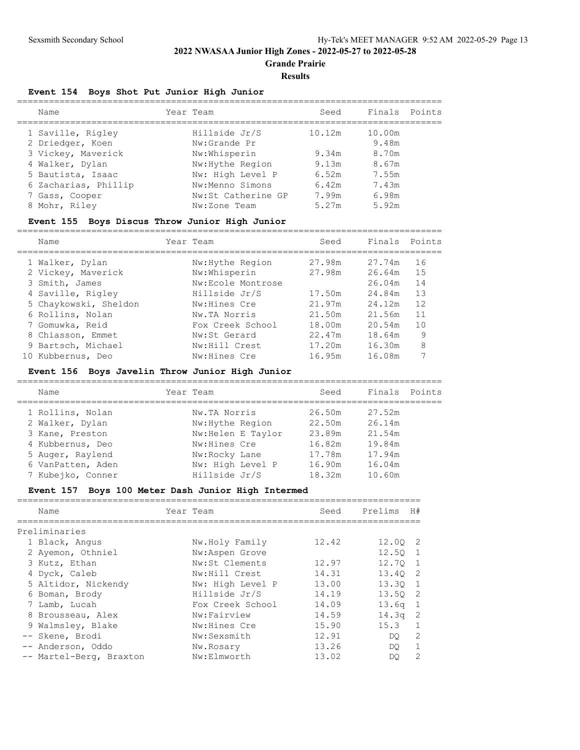## 2022 NWASAA Junior High Zones - 2022-05-27 to 2022-05-28

### Grande Prairie

### Results

#### Event 154 Boys Shot Put Junior High Junior

| | Name | Year | Team | Seed | Finals | Points |
|---|---|---|---|---|---|---|
| 1 | Saville, Rigley | | Hillside Jr/S | 10.12m | 10.00m | |
| 2 | Driedger, Koen | | Nw:Grande Pr | | 9.48m | |
| 3 | Vickey, Maverick | | Nw:Whisperin | 9.34m | 8.70m | |
| 4 | Walker, Dylan | | Nw:Hythe Region | 9.13m | 8.67m | |
| 5 | Bautista, Isaac | | Nw: High Level P | 6.52m | 7.55m | |
| 6 | Zacharias, Phillip | | Nw:Menno Simons | 6.42m | 7.43m | |
| 7 | Gass, Cooper | | Nw:St Catherine GP | 7.99m | 6.98m | |
| 8 | Mohr, Riley | | Nw:Zone Team | 5.27m | 5.92m | |

#### Event 155 Boys Discus Throw Junior High Junior

| | Name | Year | Team | Seed | Finals | Points |
|---|---|---|---|---|---|---|
| 1 | Walker, Dylan | | Nw:Hythe Region | 27.98m | 27.74m | 16 |
| 2 | Vickey, Maverick | | Nw:Whisperin | 27.98m | 26.64m | 15 |
| 3 | Smith, James | | Nw:Ecole Montrose | | 26.04m | 14 |
| 4 | Saville, Rigley | | Hillside Jr/S | 17.50m | 24.84m | 13 |
| 5 | Chaykowski, Sheldon | | Nw:Hines Cre | 21.97m | 24.12m | 12 |
| 6 | Rollins, Nolan | | Nw.TA Norris | 21.50m | 21.56m | 11 |
| 7 | Gomuwka, Reid | | Fox Creek School | 18.00m | 20.54m | 10 |
| 8 | Chiasson, Emmet | | Nw:St Gerard | 22.47m | 18.64m | 9 |
| 9 | Bartsch, Michael | | Nw:Hill Crest | 17.20m | 16.30m | 8 |
| 10 | Kubbernus, Deo | | Nw:Hines Cre | 16.95m | 16.08m | 7 |

#### Event 156 Boys Javelin Throw Junior High Junior

| | Name | Year | Team | Seed | Finals | Points |
|---|---|---|---|---|---|---|
| 1 | Rollins, Nolan | | Nw.TA Norris | 26.50m | 27.52m | |
| 2 | Walker, Dylan | | Nw:Hythe Region | 22.50m | 26.14m | |
| 3 | Kane, Preston | | Nw:Helen E Taylor | 23.89m | 21.54m | |
| 4 | Kubbernus, Deo | | Nw:Hines Cre | 16.82m | 19.84m | |
| 5 | Auger, Raylend | | Nw:Rocky Lane | 17.78m | 17.94m | |
| 6 | VanPatten, Aden | | Nw: High Level P | 16.90m | 16.04m | |
| 7 | Kubejko, Conner | | Hillside Jr/S | 18.32m | 10.60m | |

#### Event 157 Boys 100 Meter Dash Junior High Intermed

Preliminaries

| | Name | Year | Team | Seed | Prelims | H# |
|---|---|---|---|---|---|---|
| 1 | Black, Angus | | Nw.Holy Family | 12.42 | 12.0Q | 2 |
| 2 | Ayemon, Othniel | | Nw:Aspen Grove | | 12.5Q | 1 |
| 3 | Kutz, Ethan | | Nw:St Clements | 12.97 | 12.7Q | 1 |
| 4 | Dyck, Caleb | | Nw:Hill Crest | 14.31 | 13.4Q | 2 |
| 5 | Altidor, Nickendy | | Nw: High Level P | 13.00 | 13.3Q | 1 |
| 6 | Boman, Brody | | Hillside Jr/S | 14.19 | 13.5Q | 2 |
| 7 | Lamb, Lucah | | Fox Creek School | 14.09 | 13.6q | 1 |
| 8 | Brousseau, Alex | | Nw:Fairview | 14.59 | 14.3q | 2 |
| 9 | Walmsley, Blake | | Nw:Hines Cre | 15.90 | 15.3 | 1 |
| -- | Skene, Brodi | | Nw:Sexsmith | 12.91 | DQ | 2 |
| -- | Anderson, Oddo | | Nw.Rosary | 13.26 | DQ | 1 |
| -- | Martel-Berg, Braxton | | Nw:Elmworth | 13.02 | DQ | 2 |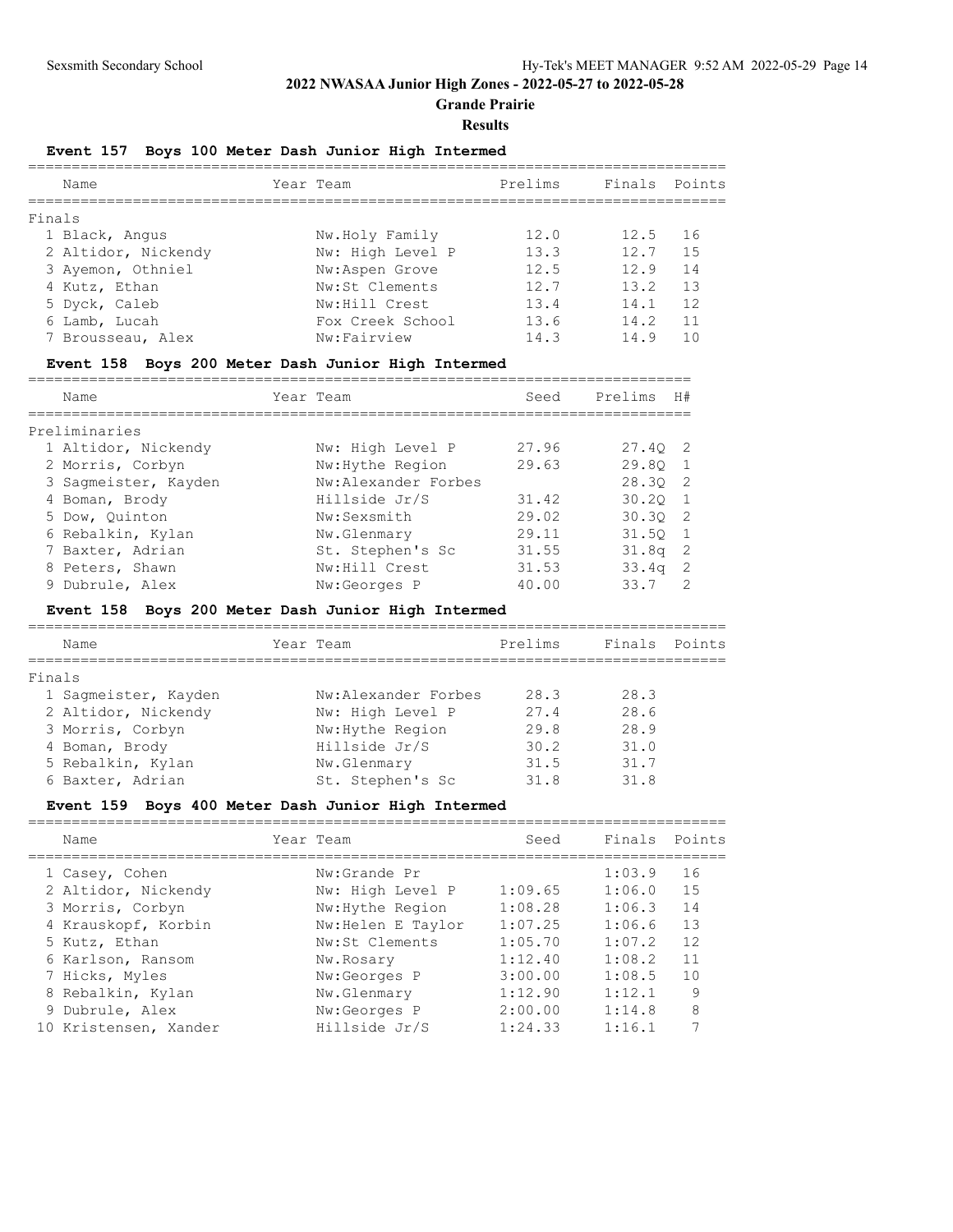## 2022 NWASAA Junior High Zones - 2022-05-27 to 2022-05-28

**Grande Prairie**

**Results**

### Event 157 Boys 100 Meter Dash Junior High Intermed

**Finals**

| Place | Name | Year | Team | Prelims | Finals | Points |
|---|---|---|---|---|---|---|
| 1 | Black, Angus | | Nw.Holy Family | 12.0 | 12.5 | 16 |
| 2 | Altidor, Nickendy | | Nw: High Level P | 13.3 | 12.7 | 15 |
| 3 | Ayemon, Othniel | | Nw:Aspen Grove | 12.5 | 12.9 | 14 |
| 4 | Kutz, Ethan | | Nw:St Clements | 12.7 | 13.2 | 13 |
| 5 | Dyck, Caleb | | Nw:Hill Crest | 13.4 | 14.1 | 12 |
| 6 | Lamb, Lucah | | Fox Creek School | 13.6 | 14.2 | 11 |
| 7 | Brousseau, Alex | | Nw:Fairview | 14.3 | 14.9 | 10 |

### Event 158 Boys 200 Meter Dash Junior High Intermed

**Preliminaries**

| Place | Name | Year | Team | Seed | Prelims | H# |
|---|---|---|---|---|---|---|
| 1 | Altidor, Nickendy | | Nw: High Level P | 27.96 | 27.4Q | 2 |
| 2 | Morris, Corbyn | | Nw:Hythe Region | 29.63 | 29.8Q | 1 |
| 3 | Sagmeister, Kayden | | Nw:Alexander Forbes | | 28.3Q | 2 |
| 4 | Boman, Brody | | Hillside Jr/S | 31.42 | 30.2Q | 1 |
| 5 | Dow, Quinton | | Nw:Sexsmith | 29.02 | 30.3Q | 2 |
| 6 | Rebalkin, Kylan | | Nw.Glenmary | 29.11 | 31.5Q | 1 |
| 7 | Baxter, Adrian | | St. Stephen's Sc | 31.55 | 31.8q | 2 |
| 8 | Peters, Shawn | | Nw:Hill Crest | 31.53 | 33.4q | 2 |
| 9 | Dubrule, Alex | | Nw:Georges P | 40.00 | 33.7 | 2 |

### Event 158 Boys 200 Meter Dash Junior High Intermed

**Finals**

| Place | Name | Year | Team | Prelims | Finals | Points |
|---|---|---|---|---|---|---|
| 1 | Sagmeister, Kayden | | Nw:Alexander Forbes | 28.3 | 28.3 | |
| 2 | Altidor, Nickendy | | Nw: High Level P | 27.4 | 28.6 | |
| 3 | Morris, Corbyn | | Nw:Hythe Region | 29.8 | 28.9 | |
| 4 | Boman, Brody | | Hillside Jr/S | 30.2 | 31.0 | |
| 5 | Rebalkin, Kylan | | Nw.Glenmary | 31.5 | 31.7 | |
| 6 | Baxter, Adrian | | St. Stephen's Sc | 31.8 | 31.8 | |

### Event 159 Boys 400 Meter Dash Junior High Intermed

| Place | Name | Year | Team | Seed | Finals | Points |
|---|---|---|---|---|---|---|
| 1 | Casey, Cohen | | Nw:Grande Pr | | 1:03.9 | 16 |
| 2 | Altidor, Nickendy | | Nw: High Level P | 1:09.65 | 1:06.0 | 15 |
| 3 | Morris, Corbyn | | Nw:Hythe Region | 1:08.28 | 1:06.3 | 14 |
| 4 | Krauskopf, Korbin | | Nw:Helen E Taylor | 1:07.25 | 1:06.6 | 13 |
| 5 | Kutz, Ethan | | Nw:St Clements | 1:05.70 | 1:07.2 | 12 |
| 6 | Karlson, Ransom | | Nw.Rosary | 1:12.40 | 1:08.2 | 11 |
| 7 | Hicks, Myles | | Nw:Georges P | 3:00.00 | 1:08.5 | 10 |
| 8 | Rebalkin, Kylan | | Nw.Glenmary | 1:12.90 | 1:12.1 | 9 |
| 9 | Dubrule, Alex | | Nw:Georges P | 2:00.00 | 1:14.8 | 8 |
| 10 | Kristensen, Xander | | Hillside Jr/S | 1:24.33 | 1:16.1 | 7 |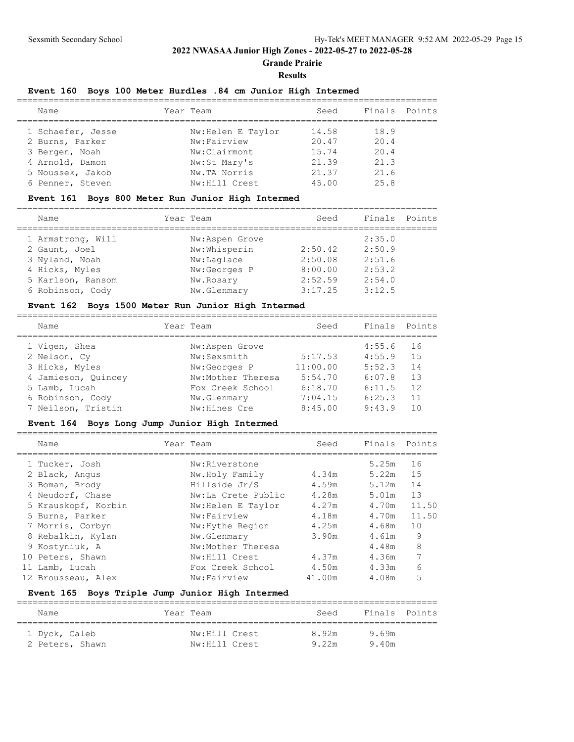## 2022 NWASAA Junior High Zones - 2022-05-27 to 2022-05-28

### Grande Prairie

### Results

#### Event 160 Boys 100 Meter Hurdles .84 cm Junior High Intermed

| Name | Year | Team | Seed | Finals | Points |
|---|---|---|---|---|---|
| 1 Schaefer, Jesse | | Nw:Helen E Taylor | 14.58 | 18.9 | |
| 2 Burns, Parker | | Nw:Fairview | 20.47 | 20.4 | |
| 3 Bergen, Noah | | Nw:Clairmont | 15.74 | 20.4 | |
| 4 Arnold, Damon | | Nw:St Mary's | 21.39 | 21.3 | |
| 5 Noussek, Jakob | | Nw.TA Norris | 21.37 | 21.6 | |
| 6 Penner, Steven | | Nw:Hill Crest | 45.00 | 25.8 | |

#### Event 161 Boys 800 Meter Run Junior High Intermed

| Name | Year | Team | Seed | Finals | Points |
|---|---|---|---|---|---|
| 1 Armstrong, Will | | Nw:Aspen Grove | | 2:35.0 | |
| 2 Gaunt, Joel | | Nw:Whisperin | 2:50.42 | 2:50.9 | |
| 3 Nyland, Noah | | Nw:Laglace | 2:50.08 | 2:51.6 | |
| 4 Hicks, Myles | | Nw:Georges P | 8:00.00 | 2:53.2 | |
| 5 Karlson, Ransom | | Nw.Rosary | 2:52.59 | 2:54.0 | |
| 6 Robinson, Cody | | Nw.Glenmary | 3:17.25 | 3:12.5 | |

#### Event 162 Boys 1500 Meter Run Junior High Intermed

| Name | Year | Team | Seed | Finals | Points |
|---|---|---|---|---|---|
| 1 Vigen, Shea | | Nw:Aspen Grove | | 4:55.6 | 16 |
| 2 Nelson, Cy | | Nw:Sexsmith | 5:17.53 | 4:55.9 | 15 |
| 3 Hicks, Myles | | Nw:Georges P | 11:00.00 | 5:52.3 | 14 |
| 4 Jamieson, Quincey | | Nw:Mother Theresa | 5:54.70 | 6:07.8 | 13 |
| 5 Lamb, Lucah | | Fox Creek School | 6:18.70 | 6:11.5 | 12 |
| 6 Robinson, Cody | | Nw.Glenmary | 7:04.15 | 6:25.3 | 11 |
| 7 Neilson, Tristin | | Nw:Hines Cre | 8:45.00 | 9:43.9 | 10 |

#### Event 164 Boys Long Jump Junior High Intermed

| Name | Year | Team | Seed | Finals | Points |
|---|---|---|---|---|---|
| 1 Tucker, Josh | | Nw:Riverstone | | 5.25m | 16 |
| 2 Black, Angus | | Nw.Holy Family | 4.34m | 5.22m | 15 |
| 3 Boman, Brody | | Hillside Jr/S | 4.59m | 5.12m | 14 |
| 4 Neudorf, Chase | | Nw:La Crete Public | 4.28m | 5.01m | 13 |
| 5 Krauskopf, Korbin | | Nw:Helen E Taylor | 4.27m | 4.70m | 11.50 |
| 5 Burns, Parker | | Nw:Fairview | 4.18m | 4.70m | 11.50 |
| 7 Morris, Corbyn | | Nw:Hythe Region | 4.25m | 4.68m | 10 |
| 8 Rebalkin, Kylan | | Nw.Glenmary | 3.90m | 4.61m | 9 |
| 9 Kostyniuk, A | | Nw:Mother Theresa | | 4.48m | 8 |
| 10 Peters, Shawn | | Nw:Hill Crest | 4.37m | 4.36m | 7 |
| 11 Lamb, Lucah | | Fox Creek School | 4.50m | 4.33m | 6 |
| 12 Brousseau, Alex | | Nw:Fairview | 41.00m | 4.08m | 5 |

#### Event 165 Boys Triple Jump Junior High Intermed

| Name | Year | Team | Seed | Finals | Points |
|---|---|---|---|---|---|
| 1 Dyck, Caleb | | Nw:Hill Crest | 8.92m | 9.69m | |
| 2 Peters, Shawn | | Nw:Hill Crest | 9.22m | 9.40m | |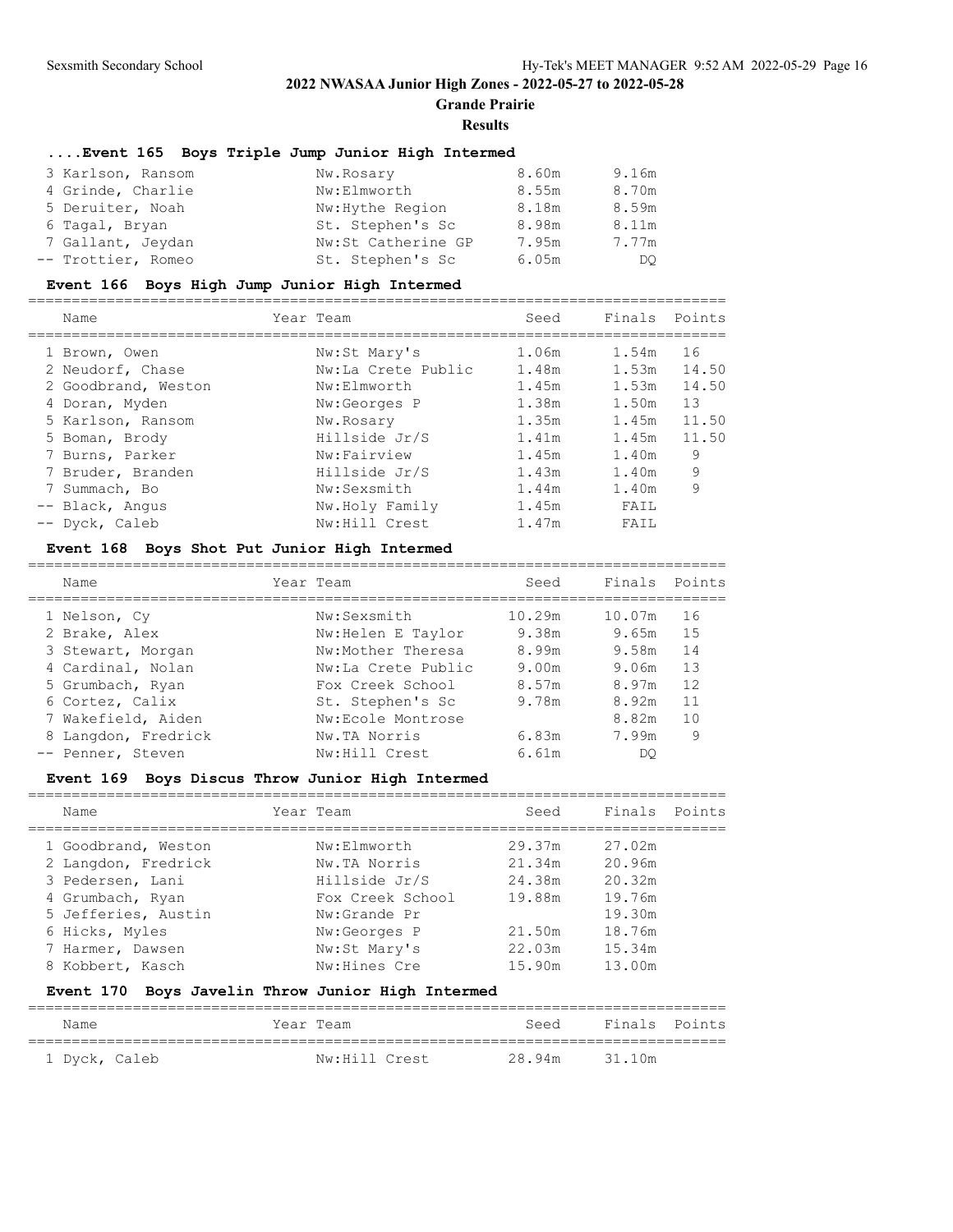# 2022 NWASAA Junior High Zones - 2022-05-27 to 2022-05-28

## Grande Prairie

### Results

#### ....Event 165 Boys Triple Jump Junior High Intermed

| Name | Year | Team | Seed | Finals | Points |
|---|---|---|---|---|---|
| 3 Karlson, Ransom | | Nw.Rosary | 8.60m | 9.16m | |
| 4 Grinde, Charlie | | Nw:Elmworth | 8.55m | 8.70m | |
| 5 Deruiter, Noah | | Nw:Hythe Region | 8.18m | 8.59m | |
| 6 Tagal, Bryan | | St. Stephen's Sc | 8.98m | 8.11m | |
| 7 Gallant, Jeydan | | Nw:St Catherine GP | 7.95m | 7.77m | |
| -- Trottier, Romeo | | St. Stephen's Sc | 6.05m | DQ | |

#### Event 166 Boys High Jump Junior High Intermed

| Name | Year | Team | Seed | Finals | Points |
|---|---|---|---|---|---|
| 1 Brown, Owen | | Nw:St Mary's | 1.06m | 1.54m | 16 |
| 2 Neudorf, Chase | | Nw:La Crete Public | 1.48m | 1.53m | 14.50 |
| 2 Goodbrand, Weston | | Nw:Elmworth | 1.45m | 1.53m | 14.50 |
| 4 Doran, Myden | | Nw:Georges P | 1.38m | 1.50m | 13 |
| 5 Karlson, Ransom | | Nw.Rosary | 1.35m | 1.45m | 11.50 |
| 5 Boman, Brody | | Hillside Jr/S | 1.41m | 1.45m | 11.50 |
| 7 Burns, Parker | | Nw:Fairview | 1.45m | 1.40m | 9 |
| 7 Bruder, Branden | | Hillside Jr/S | 1.43m | 1.40m | 9 |
| 7 Summach, Bo | | Nw:Sexsmith | 1.44m | 1.40m | 9 |
| -- Black, Angus | | Nw.Holy Family | 1.45m | FAIL | |
| -- Dyck, Caleb | | Nw:Hill Crest | 1.47m | FAIL | |

#### Event 168 Boys Shot Put Junior High Intermed

| Name | Year | Team | Seed | Finals | Points |
|---|---|---|---|---|---|
| 1 Nelson, Cy | | Nw:Sexsmith | 10.29m | 10.07m | 16 |
| 2 Brake, Alex | | Nw:Helen E Taylor | 9.38m | 9.65m | 15 |
| 3 Stewart, Morgan | | Nw:Mother Theresa | 8.99m | 9.58m | 14 |
| 4 Cardinal, Nolan | | Nw:La Crete Public | 9.00m | 9.06m | 13 |
| 5 Grumbach, Ryan | | Fox Creek School | 8.57m | 8.97m | 12 |
| 6 Cortez, Calix | | St. Stephen's Sc | 9.78m | 8.92m | 11 |
| 7 Wakefield, Aiden | | Nw:Ecole Montrose | | 8.82m | 10 |
| 8 Langdon, Fredrick | | Nw.TA Norris | 6.83m | 7.99m | 9 |
| -- Penner, Steven | | Nw:Hill Crest | 6.61m | DQ | |

#### Event 169 Boys Discus Throw Junior High Intermed

| Name | Year | Team | Seed | Finals | Points |
|---|---|---|---|---|---|
| 1 Goodbrand, Weston | | Nw:Elmworth | 29.37m | 27.02m | |
| 2 Langdon, Fredrick | | Nw.TA Norris | 21.34m | 20.96m | |
| 3 Pedersen, Lani | | Hillside Jr/S | 24.38m | 20.32m | |
| 4 Grumbach, Ryan | | Fox Creek School | 19.88m | 19.76m | |
| 5 Jefferies, Austin | | Nw:Grande Pr | | 19.30m | |
| 6 Hicks, Myles | | Nw:Georges P | 21.50m | 18.76m | |
| 7 Harmer, Dawsen | | Nw:St Mary's | 22.03m | 15.34m | |
| 8 Kobbert, Kasch | | Nw:Hines Cre | 15.90m | 13.00m | |

#### Event 170 Boys Javelin Throw Junior High Intermed

| Name | Year | Team | Seed | Finals | Points |
|---|---|---|---|---|---|
| 1 Dyck, Caleb | | Nw:Hill Crest | 28.94m | 31.10m | |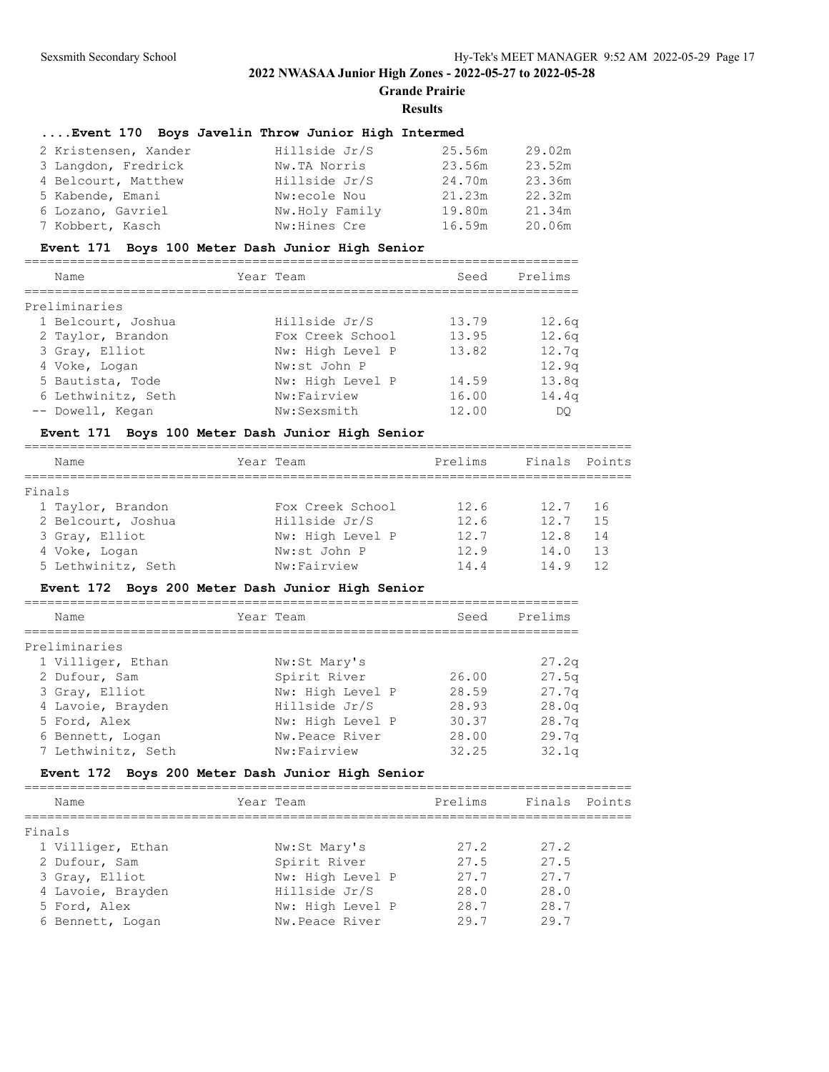## 2022 NWASAA Junior High Zones - 2022-05-27 to 2022-05-28

**Grande Prairie**

**Results**

### ....Event 170 Boys Javelin Throw Junior High Intermed

| Place | Name | Team | Seed | Finals |
|---|---|---|---|---|
| 2 | Kristensen, Xander | Hillside Jr/S | 25.56m | 29.02m |
| 3 | Langdon, Fredrick | Nw.TA Norris | 23.56m | 23.52m |
| 4 | Belcourt, Matthew | Hillside Jr/S | 24.70m | 23.36m |
| 5 | Kabende, Emani | Nw:ecole Nou | 21.23m | 22.32m |
| 6 | Lozano, Gavriel | Nw.Holy Family | 19.80m | 21.34m |
| 7 | Kobbert, Kasch | Nw:Hines Cre | 16.59m | 20.06m |

### Event 171 Boys 100 Meter Dash Junior High Senior

Preliminaries

| Place | Name | Year | Team | Seed | Prelims |
|---|---|---|---|---|---|
| 1 | Belcourt, Joshua | | Hillside Jr/S | 13.79 | 12.6q |
| 2 | Taylor, Brandon | | Fox Creek School | 13.95 | 12.6q |
| 3 | Gray, Elliot | | Nw: High Level P | 13.82 | 12.7q |
| 4 | Voke, Logan | | Nw:st John P | | 12.9q |
| 5 | Bautista, Tode | | Nw: High Level P | 14.59 | 13.8q |
| 6 | Lethwinitz, Seth | | Nw:Fairview | 16.00 | 14.4q |
| -- | Dowell, Kegan | | Nw:Sexsmith | 12.00 | DQ |

### Event 171 Boys 100 Meter Dash Junior High Senior

Finals

| Place | Name | Year | Team | Prelims | Finals | Points |
|---|---|---|---|---|---|---|
| 1 | Taylor, Brandon | | Fox Creek School | 12.6 | 12.7 | 16 |
| 2 | Belcourt, Joshua | | Hillside Jr/S | 12.6 | 12.7 | 15 |
| 3 | Gray, Elliot | | Nw: High Level P | 12.7 | 12.8 | 14 |
| 4 | Voke, Logan | | Nw:st John P | 12.9 | 14.0 | 13 |
| 5 | Lethwinitz, Seth | | Nw:Fairview | 14.4 | 14.9 | 12 |

### Event 172 Boys 200 Meter Dash Junior High Senior

Preliminaries

| Place | Name | Year | Team | Seed | Prelims |
|---|---|---|---|---|---|
| 1 | Villiger, Ethan | | Nw:St Mary's | | 27.2q |
| 2 | Dufour, Sam | | Spirit River | 26.00 | 27.5q |
| 3 | Gray, Elliot | | Nw: High Level P | 28.59 | 27.7q |
| 4 | Lavoie, Brayden | | Hillside Jr/S | 28.93 | 28.0q |
| 5 | Ford, Alex | | Nw: High Level P | 30.37 | 28.7q |
| 6 | Bennett, Logan | | Nw.Peace River | 28.00 | 29.7q |
| 7 | Lethwinitz, Seth | | Nw:Fairview | 32.25 | 32.1q |

### Event 172 Boys 200 Meter Dash Junior High Senior

Finals

| Place | Name | Year | Team | Prelims | Finals | Points |
|---|---|---|---|---|---|---|
| 1 | Villiger, Ethan | | Nw:St Mary's | 27.2 | 27.2 | |
| 2 | Dufour, Sam | | Spirit River | 27.5 | 27.5 | |
| 3 | Gray, Elliot | | Nw: High Level P | 27.7 | 27.7 | |
| 4 | Lavoie, Brayden | | Hillside Jr/S | 28.0 | 28.0 | |
| 5 | Ford, Alex | | Nw: High Level P | 28.7 | 28.7 | |
| 6 | Bennett, Logan | | Nw.Peace River | 29.7 | 29.7 | |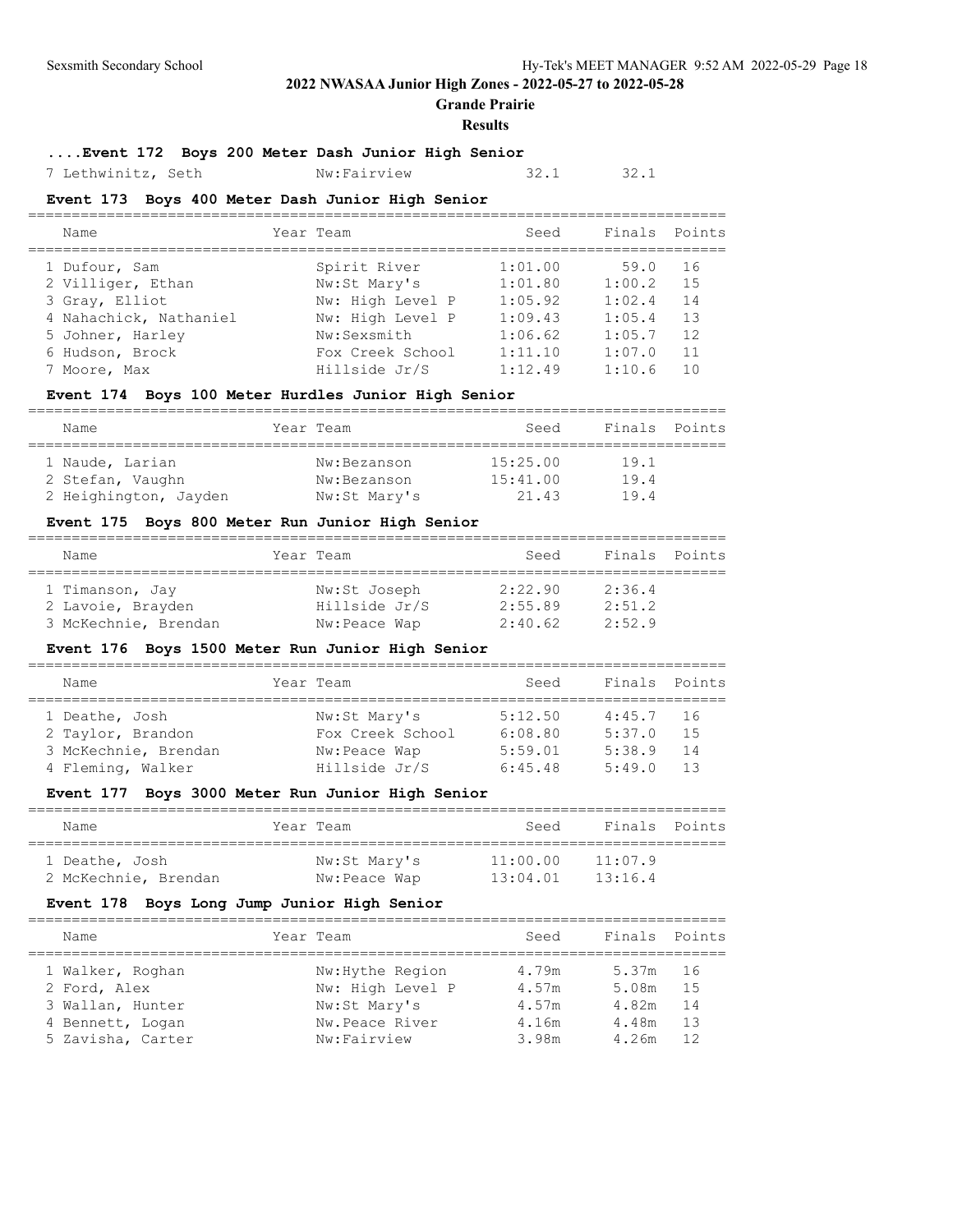# 2022 NWASAA Junior High Zones - 2022-05-27 to 2022-05-28

## Grande Prairie

### Results

#### ....Event 172 Boys 200 Meter Dash Junior High Senior

| Name | Year | Team | Seed | Finals | Points |
|---|---|---|---|---|---|
| 7 Lethwinitz, Seth | | Nw:Fairview | 32.1 | 32.1 | |

#### Event 173 Boys 400 Meter Dash Junior High Senior

| Name | Year | Team | Seed | Finals | Points |
|---|---|---|---|---|---|
| 1 Dufour, Sam | | Spirit River | 1:01.00 | 59.0 | 16 |
| 2 Villiger, Ethan | | Nw:St Mary's | 1:01.80 | 1:00.2 | 15 |
| 3 Gray, Elliot | | Nw: High Level P | 1:05.92 | 1:02.4 | 14 |
| 4 Nahachick, Nathaniel | | Nw: High Level P | 1:09.43 | 1:05.4 | 13 |
| 5 Johner, Harley | | Nw:Sexsmith | 1:06.62 | 1:05.7 | 12 |
| 6 Hudson, Brock | | Fox Creek School | 1:11.10 | 1:07.0 | 11 |
| 7 Moore, Max | | Hillside Jr/S | 1:12.49 | 1:10.6 | 10 |

#### Event 174 Boys 100 Meter Hurdles Junior High Senior

| Name | Year | Team | Seed | Finals | Points |
|---|---|---|---|---|---|
| 1 Naude, Larian | | Nw:Bezanson | 15:25.00 | 19.1 | |
| 2 Stefan, Vaughn | | Nw:Bezanson | 15:41.00 | 19.4 | |
| 2 Heighington, Jayden | | Nw:St Mary's | 21.43 | 19.4 | |

#### Event 175 Boys 800 Meter Run Junior High Senior

| Name | Year | Team | Seed | Finals | Points |
|---|---|---|---|---|---|
| 1 Timanson, Jay | | Nw:St Joseph | 2:22.90 | 2:36.4 | |
| 2 Lavoie, Brayden | | Hillside Jr/S | 2:55.89 | 2:51.2 | |
| 3 McKechnie, Brendan | | Nw:Peace Wap | 2:40.62 | 2:52.9 | |

#### Event 176 Boys 1500 Meter Run Junior High Senior

| Name | Year | Team | Seed | Finals | Points |
|---|---|---|---|---|---|
| 1 Deathe, Josh | | Nw:St Mary's | 5:12.50 | 4:45.7 | 16 |
| 2 Taylor, Brandon | | Fox Creek School | 6:08.80 | 5:37.0 | 15 |
| 3 McKechnie, Brendan | | Nw:Peace Wap | 5:59.01 | 5:38.9 | 14 |
| 4 Fleming, Walker | | Hillside Jr/S | 6:45.48 | 5:49.0 | 13 |

#### Event 177 Boys 3000 Meter Run Junior High Senior

| Name | Year | Team | Seed | Finals | Points |
|---|---|---|---|---|---|
| 1 Deathe, Josh | | Nw:St Mary's | 11:00.00 | 11:07.9 | |
| 2 McKechnie, Brendan | | Nw:Peace Wap | 13:04.01 | 13:16.4 | |

#### Event 178 Boys Long Jump Junior High Senior

| Name | Year | Team | Seed | Finals | Points |
|---|---|---|---|---|---|
| 1 Walker, Roghan | | Nw:Hythe Region | 4.79m | 5.37m | 16 |
| 2 Ford, Alex | | Nw: High Level P | 4.57m | 5.08m | 15 |
| 3 Wallan, Hunter | | Nw:St Mary's | 4.57m | 4.82m | 14 |
| 4 Bennett, Logan | | Nw.Peace River | 4.16m | 4.48m | 13 |
| 5 Zavisha, Carter | | Nw:Fairview | 3.98m | 4.26m | 12 |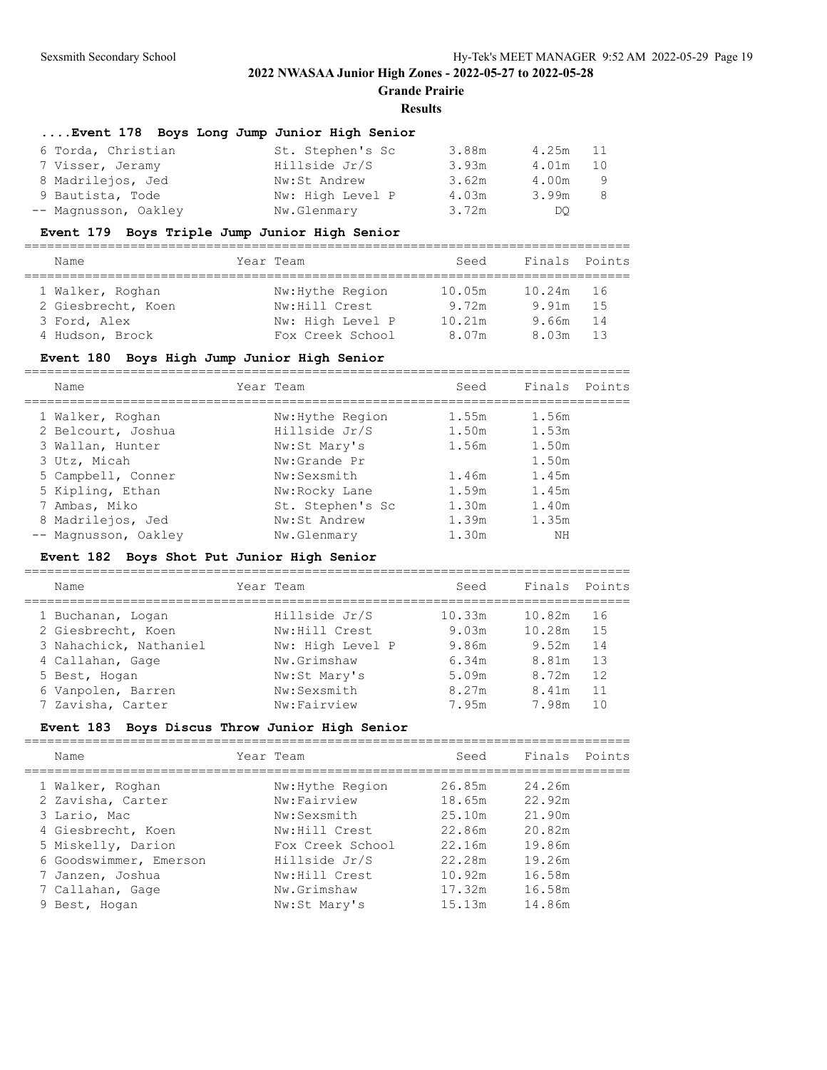# 2022 NWASAA Junior High Zones - 2022-05-27 to 2022-05-28

## Grande Prairie

### Results

#### ....Event 178 Boys Long Jump Junior High Senior

| Name | Year Team | Seed | Finals | Points |
|---|---|---|---|---|
| 6 Torda, Christian | St. Stephen's Sc | 3.88m | 4.25m | 11 |
| 7 Visser, Jeramy | Hillside Jr/S | 3.93m | 4.01m | 10 |
| 8 Madrilejos, Jed | Nw:St Andrew | 3.62m | 4.00m | 9 |
| 9 Bautista, Tode | Nw: High Level P | 4.03m | 3.99m | 8 |
| -- Magnusson, Oakley | Nw.Glenmary | 3.72m | DQ | |

#### Event 179 Boys Triple Jump Junior High Senior

| Name | Year Team | Seed | Finals | Points |
|---|---|---|---|---|
| 1 Walker, Roghan | Nw:Hythe Region | 10.05m | 10.24m | 16 |
| 2 Giesbrecht, Koen | Nw:Hill Crest | 9.72m | 9.91m | 15 |
| 3 Ford, Alex | Nw: High Level P | 10.21m | 9.66m | 14 |
| 4 Hudson, Brock | Fox Creek School | 8.07m | 8.03m | 13 |

#### Event 180 Boys High Jump Junior High Senior

| Name | Year Team | Seed | Finals | Points |
|---|---|---|---|---|
| 1 Walker, Roghan | Nw:Hythe Region | 1.55m | 1.56m | |
| 2 Belcourt, Joshua | Hillside Jr/S | 1.50m | 1.53m | |
| 3 Wallan, Hunter | Nw:St Mary's | 1.56m | 1.50m | |
| 3 Utz, Micah | Nw:Grande Pr | | 1.50m | |
| 5 Campbell, Conner | Nw:Sexsmith | 1.46m | 1.45m | |
| 5 Kipling, Ethan | Nw:Rocky Lane | 1.59m | 1.45m | |
| 7 Ambas, Miko | St. Stephen's Sc | 1.30m | 1.40m | |
| 8 Madrilejos, Jed | Nw:St Andrew | 1.39m | 1.35m | |
| -- Magnusson, Oakley | Nw.Glenmary | 1.30m | NH | |

#### Event 182 Boys Shot Put Junior High Senior

| Name | Year Team | Seed | Finals | Points |
|---|---|---|---|---|
| 1 Buchanan, Logan | Hillside Jr/S | 10.33m | 10.82m | 16 |
| 2 Giesbrecht, Koen | Nw:Hill Crest | 9.03m | 10.28m | 15 |
| 3 Nahachick, Nathaniel | Nw: High Level P | 9.86m | 9.52m | 14 |
| 4 Callahan, Gage | Nw.Grimshaw | 6.34m | 8.81m | 13 |
| 5 Best, Hogan | Nw:St Mary's | 5.09m | 8.72m | 12 |
| 6 Vanpolen, Barren | Nw:Sexsmith | 8.27m | 8.41m | 11 |
| 7 Zavisha, Carter | Nw:Fairview | 7.95m | 7.98m | 10 |

#### Event 183 Boys Discus Throw Junior High Senior

| Name | Year Team | Seed | Finals | Points |
|---|---|---|---|---|
| 1 Walker, Roghan | Nw:Hythe Region | 26.85m | 24.26m | |
| 2 Zavisha, Carter | Nw:Fairview | 18.65m | 22.92m | |
| 3 Lario, Mac | Nw:Sexsmith | 25.10m | 21.90m | |
| 4 Giesbrecht, Koen | Nw:Hill Crest | 22.86m | 20.82m | |
| 5 Miskelly, Darion | Fox Creek School | 22.16m | 19.86m | |
| 6 Goodswimmer, Emerson | Hillside Jr/S | 22.28m | 19.26m | |
| 7 Janzen, Joshua | Nw:Hill Crest | 10.92m | 16.58m | |
| 7 Callahan, Gage | Nw.Grimshaw | 17.32m | 16.58m | |
| 9 Best, Hogan | Nw:St Mary's | 15.13m | 14.86m | |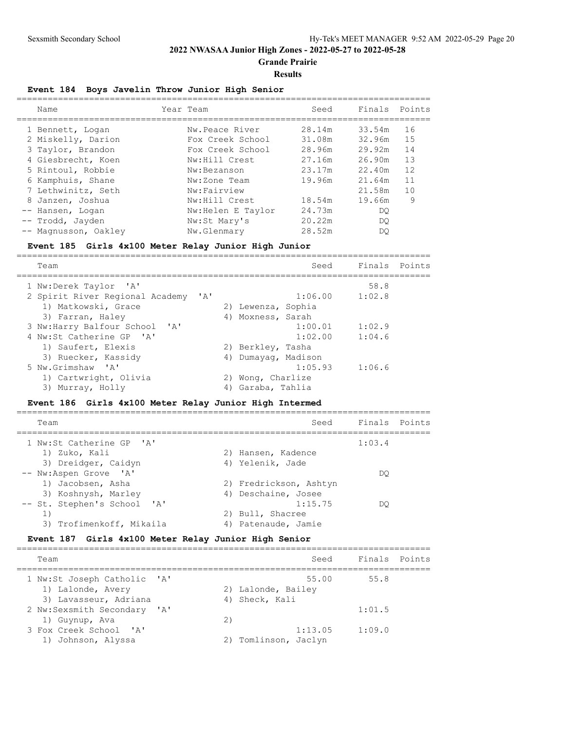## 2022 NWASAA Junior High Zones - 2022-05-27 to 2022-05-28

**Grande Prairie**

**Results**

### Event 184 Boys Javelin Throw Junior High Senior

| | Name | Year | Team | Seed | Finals | Points |
|---|---|---|---|---|---|---|
| 1 | Bennett, Logan | | Nw.Peace River | 28.14m | 33.54m | 16 |
| 2 | Miskelly, Darion | | Fox Creek School | 31.08m | 32.96m | 15 |
| 3 | Taylor, Brandon | | Fox Creek School | 28.96m | 29.92m | 14 |
| 4 | Giesbrecht, Koen | | Nw:Hill Crest | 27.16m | 26.90m | 13 |
| 5 | Rintoul, Robbie | | Nw:Bezanson | 23.17m | 22.40m | 12 |
| 6 | Kamphuis, Shane | | Nw:Zone Team | 19.96m | 21.64m | 11 |
| 7 | Lethwinitz, Seth | | Nw:Fairview | | 21.58m | 10 |
| 8 | Janzen, Joshua | | Nw:Hill Crest | 18.54m | 19.66m | 9 |
| -- | Hansen, Logan | | Nw:Helen E Taylor | 24.73m | DQ | |
| -- | Trodd, Jayden | | Nw:St Mary's | 20.22m | DQ | |
| -- | Magnusson, Oakley | | Nw.Glenmary | 28.52m | DQ | |

### Event 185 Girls 4x100 Meter Relay Junior High Junior

| | Team | Seed | Finals | Points |
|---|---|---|---|---|
| 1 | Nw:Derek Taylor 'A' | | 58.8 | |
| 2 | Spirit River Regional Academy 'A' | 1:06.00 | 1:02.8 | |
| | 1) Matkowski, Grace 2) Lewenza, Sophia 3) Farran, Haley 4) Moxness, Sarah | | | |
| 3 | Nw:Harry Balfour School 'A' | 1:00.01 | 1:02.9 | |
| 4 | Nw:St Catherine GP 'A' | 1:02.00 | 1:04.6 | |
| | 1) Saufert, Elexis 2) Berkley, Tasha 3) Ruecker, Kassidy 4) Dumayag, Madison | | | |
| 5 | Nw.Grimshaw 'A' | 1:05.93 | 1:06.6 | |
| | 1) Cartwright, Olivia 2) Wong, Charlize 3) Murray, Holly 4) Garaba, Tahlia | | | |

### Event 186 Girls 4x100 Meter Relay Junior High Intermed

| | Team | Seed | Finals | Points |
|---|---|---|---|---|
| 1 | Nw:St Catherine GP 'A' | | 1:03.4 | |
| | 1) Zuko, Kali 2) Hansen, Kadence 3) Dreidger, Caidyn 4) Yelenik, Jade | | | |
| -- | Nw:Aspen Grove 'A' | | DQ | |
| | 1) Jacobsen, Asha 2) Fredrickson, Ashtyn 3) Koshnysh, Marley 4) Deschaine, Josee | | | |
| -- | St. Stephen's School 'A' | 1:15.75 | DQ | |
| | 1) 2) Bull, Shacree 3) Trofimenkoff, Mikaila 4) Patenaude, Jamie | | | |

### Event 187 Girls 4x100 Meter Relay Junior High Senior

| | Team | Seed | Finals | Points |
|---|---|---|---|---|
| 1 | Nw:St Joseph Catholic 'A' | 55.00 | 55.8 | |
| | 1) Lalonde, Avery 2) Lalonde, Bailey 3) Lavasseur, Adriana 4) Sheck, Kali | | | |
| 2 | Nw:Sexsmith Secondary 'A' | | 1:01.5 | |
| | 1) Guynup, Ava 2) | | | |
| 3 | Fox Creek School 'A' | 1:13.05 | 1:09.0 | |
| | 1) Johnson, Alyssa 2) Tomlinson, Jaclyn | | | |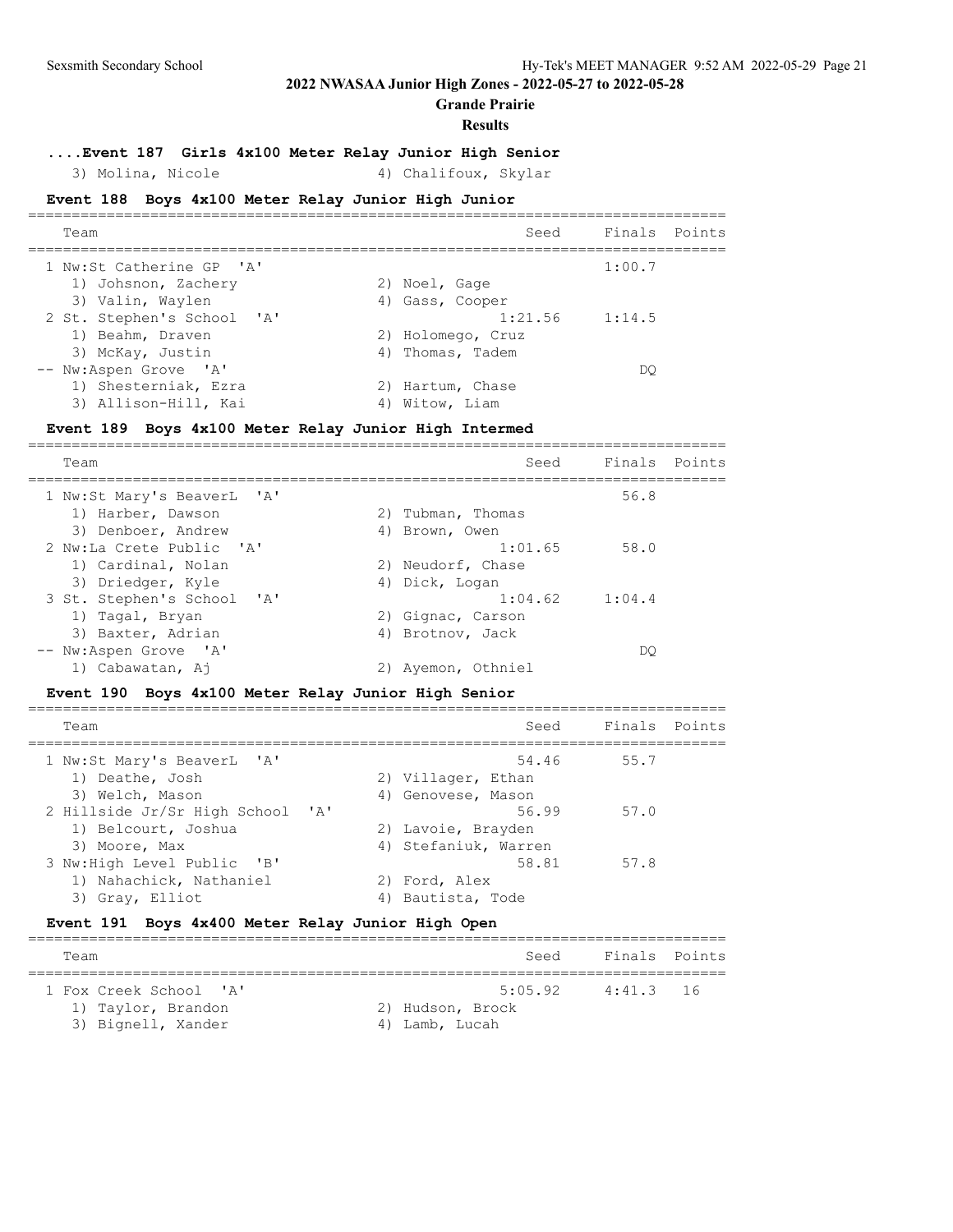## 2022 NWASAA Junior High Zones - 2022-05-27 to 2022-05-28

### Grande Prairie

### Results

#### ....Event 187 Girls 4x100 Meter Relay Junior High Senior

3) Molina, Nicole 4) Chalifoux, Skylar

#### Event 188 Boys 4x100 Meter Relay Junior High Junior

| Team | Seed | Finals | Points |
|---|---|---|---|
| 1 Nw:St Catherine GP 'A' | | 1:00.7 | |
| 1) Johsnon, Zachery 2) Noel, Gage 3) Valin, Waylen 4) Gass, Cooper | | | |
| 2 St. Stephen's School 'A' | 1:21.56 | 1:14.5 | |
| 1) Beahm, Draven 2) Holomego, Cruz 3) McKay, Justin 4) Thomas, Tadem | | | |
| -- Nw:Aspen Grove 'A' | | DQ | |
| 1) Shesterniak, Ezra 2) Hartum, Chase 3) Allison-Hill, Kai 4) Witow, Liam | | | |

#### Event 189 Boys 4x100 Meter Relay Junior High Intermed

| Team | Seed | Finals | Points |
|---|---|---|---|
| 1 Nw:St Mary's BeaverL 'A' | | 56.8 | |
| 1) Harber, Dawson 2) Tubman, Thomas 3) Denboer, Andrew 4) Brown, Owen | | | |
| 2 Nw:La Crete Public 'A' | 1:01.65 | 58.0 | |
| 1) Cardinal, Nolan 2) Neudorf, Chase 3) Driedger, Kyle 4) Dick, Logan | | | |
| 3 St. Stephen's School 'A' | 1:04.62 | 1:04.4 | |
| 1) Tagal, Bryan 2) Gignac, Carson 3) Baxter, Adrian 4) Brotnov, Jack | | | |
| -- Nw:Aspen Grove 'A' | | DQ | |
| 1) Cabawatan, Aj 2) Ayemon, Othniel | | | |

#### Event 190 Boys 4x100 Meter Relay Junior High Senior

| Team | Seed | Finals | Points |
|---|---|---|---|
| 1 Nw:St Mary's BeaverL 'A' | 54.46 | 55.7 | |
| 1) Deathe, Josh 2) Villager, Ethan 3) Welch, Mason 4) Genovese, Mason | | | |
| 2 Hillside Jr/Sr High School 'A' | 56.99 | 57.0 | |
| 1) Belcourt, Joshua 2) Lavoie, Brayden 3) Moore, Max 4) Stefaniuk, Warren | | | |
| 3 Nw:High Level Public 'B' | 58.81 | 57.8 | |
| 1) Nahachick, Nathaniel 2) Ford, Alex 3) Gray, Elliot 4) Bautista, Tode | | | |

#### Event 191 Boys 4x400 Meter Relay Junior High Open

| Team | Seed | Finals | Points |
|---|---|---|---|
| 1 Fox Creek School 'A' | 5:05.92 | 4:41.3 | 16 |
| 1) Taylor, Brandon 2) Hudson, Brock 3) Bignell, Xander 4) Lamb, Lucah | | | |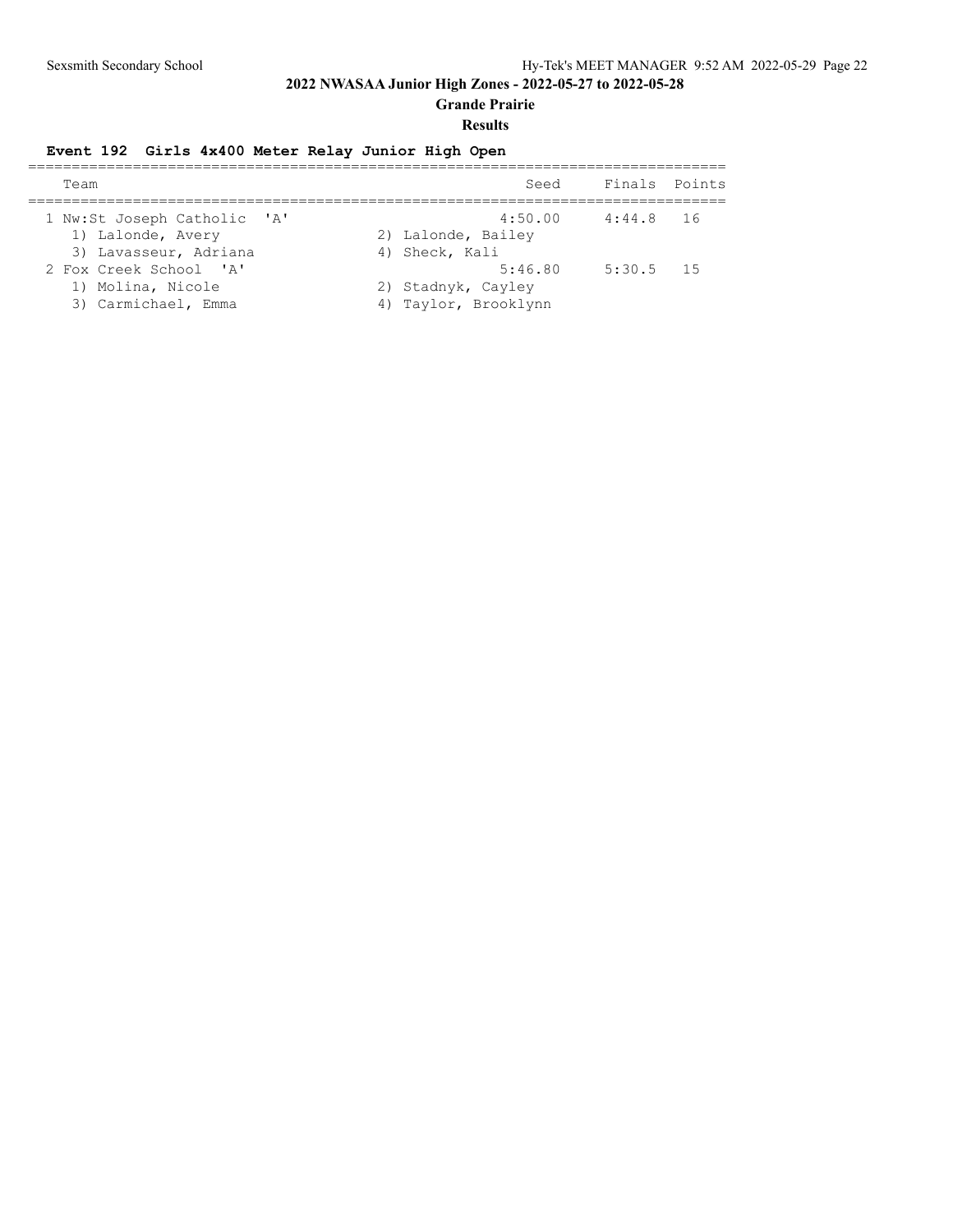# 2022 NWASAA Junior High Zones - 2022-05-27 to 2022-05-28

## Grande Prairie

### Results

**Event 192 Girls 4x400 Meter Relay Junior High Open**

| Team | Seed | Finals | Points |
|---|---|---|---|
| 1 Nw:St Joseph Catholic 'A' | 4:50.00 | 4:44.8 | 16 |
| 1) Lalonde, Avery; 2) Lalonde, Bailey; 3) Lavasseur, Adriana; 4) Sheck, Kali | | | |
| 2 Fox Creek School 'A' | 5:46.80 | 5:30.5 | 15 |
| 1) Molina, Nicole; 2) Stadnyk, Cayley; 3) Carmichael, Emma; 4) Taylor, Brooklynn | | | |